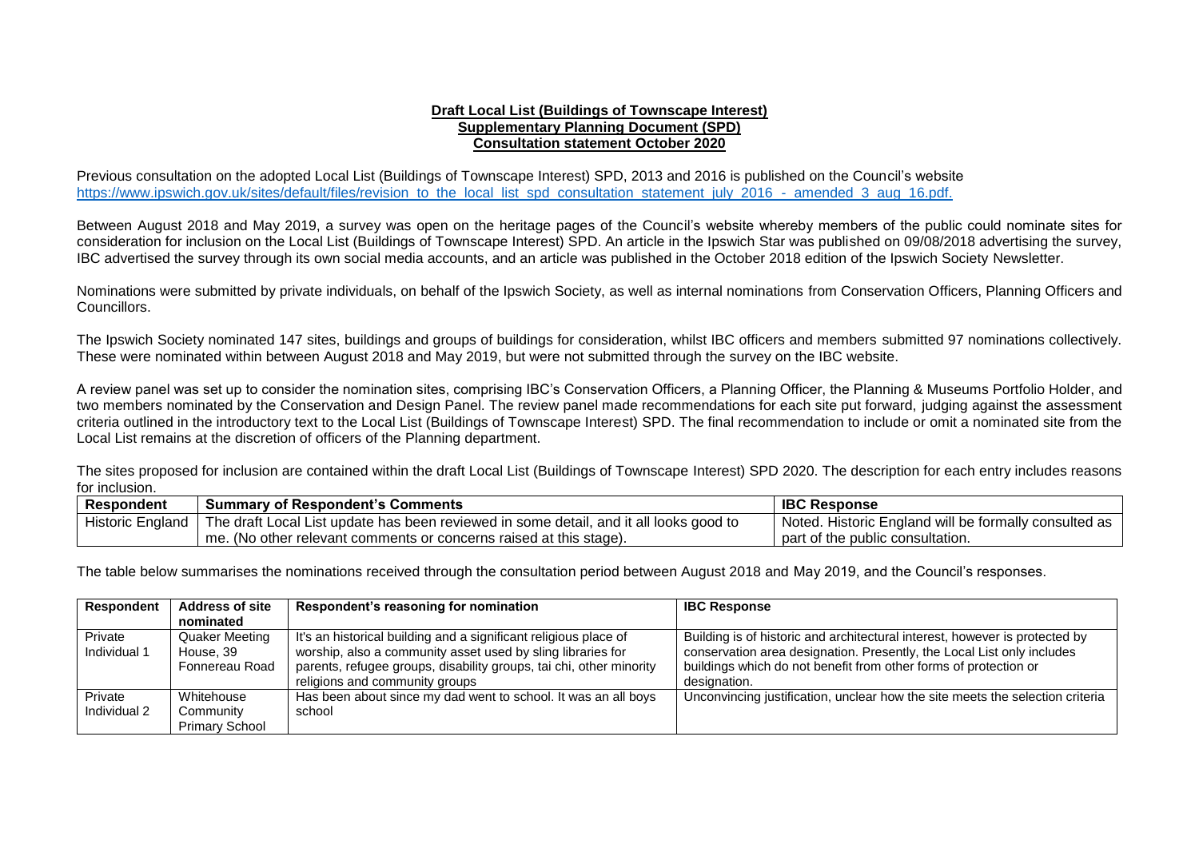**Draft Local List (Buildings of Townscape Interest)**
**Supplementary Planning Document (SPD)**
**Consultation statement October 2020**

Previous consultation on the adopted Local List (Buildings of Townscape Interest) SPD, 2013 and 2016 is published on the Council's website https://www.ipswich.gov.uk/sites/default/files/revision_to_the_local_list_spd_consultation_statement_july_2016_-_amended_3_aug_16.pdf.

Between August 2018 and May 2019, a survey was open on the heritage pages of the Council's website whereby members of the public could nominate sites for consideration for inclusion on the Local List (Buildings of Townscape Interest) SPD. An article in the Ipswich Star was published on 09/08/2018 advertising the survey, IBC advertised the survey through its own social media accounts, and an article was published in the October 2018 edition of the Ipswich Society Newsletter.

Nominations were submitted by private individuals, on behalf of the Ipswich Society, as well as internal nominations from Conservation Officers, Planning Officers and Councillors.

The Ipswich Society nominated 147 sites, buildings and groups of buildings for consideration, whilst IBC officers and members submitted 97 nominations collectively. These were nominated within between August 2018 and May 2019, but were not submitted through the survey on the IBC website.

A review panel was set up to consider the nomination sites, comprising IBC's Conservation Officers, a Planning Officer, the Planning & Museums Portfolio Holder, and two members nominated by the Conservation and Design Panel. The review panel made recommendations for each site put forward, judging against the assessment criteria outlined in the introductory text to the Local List (Buildings of Townscape Interest) SPD. The final recommendation to include or omit a nominated site from the Local List remains at the discretion of officers of the Planning department.

The sites proposed for inclusion are contained within the draft Local List (Buildings of Townscape Interest) SPD 2020. The description for each entry includes reasons for inclusion.

| Respondent | Summary of Respondent's Comments | IBC Response |
|---|---|---|
| Historic England | The draft Local List update has been reviewed in some detail, and it all looks good to me. (No other relevant comments or concerns raised at this stage). | Noted. Historic England will be formally consulted as part of the public consultation. |

The table below summarises the nominations received through the consultation period between August 2018 and May 2019, and the Council's responses.

| Respondent | Address of site nominated | Respondent's reasoning for nomination | IBC Response |
|---|---|---|---|
| Private Individual 1 | Quaker Meeting House, 39 Fonnereau Road | It's an historical building and a significant religious place of worship, also a community asset used by sling libraries for parents, refugee groups, disability groups, tai chi, other minority religions and community groups | Building is of historic and architectural interest, however is protected by conservation area designation. Presently, the Local List only includes buildings which do not benefit from other forms of protection or designation. |
| Private Individual 2 | Whitehouse Community Primary School | Has been about since my dad went to school. It was an all boys school | Unconvincing justification, unclear how the site meets the selection criteria |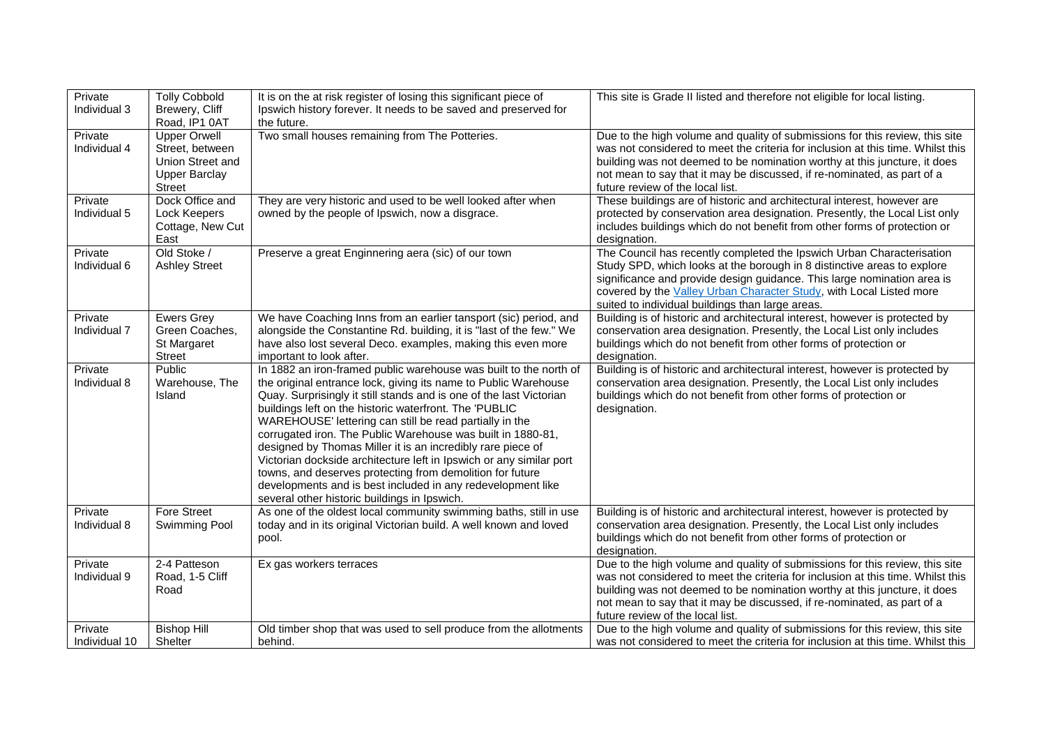| Private Individual 3 | Tolly Cobbold Brewery, Cliff Road, IP1 0AT | It is on the at risk register of losing this significant piece of Ipswich history forever. It needs to be saved and preserved for the future. | This site is Grade II listed and therefore not eligible for local listing. |
|---|---|---|---|
| Private Individual 4 | Upper Orwell Street, between Union Street and Upper Barclay Street | Two small houses remaining from The Potteries. | Due to the high volume and quality of submissions for this review, this site was not considered to meet the criteria for inclusion at this time. Whilst this building was not deemed to be nomination worthy at this juncture, it does not mean to say that it may be discussed, if re-nominated, as part of a future review of the local list. |
| Private Individual 5 | Dock Office and Lock Keepers Cottage, New Cut East | They are very historic and used to be well looked after when owned by the people of Ipswich, now a disgrace. | These buildings are of historic and architectural interest, however are protected by conservation area designation. Presently, the Local List only includes buildings which do not benefit from other forms of protection or designation. |
| Private Individual 6 | Old Stoke / Ashley Street | Preserve a great Enginnering aera (sic) of our town | The Council has recently completed the Ipswich Urban Characterisation Study SPD, which looks at the borough in 8 distinctive areas to explore significance and provide design guidance. This large nomination area is covered by the Valley Urban Character Study, with Local Listed more suited to individual buildings than large areas. |
| Private Individual 7 | Ewers Grey Green Coaches, St Margaret Street | We have Coaching Inns from an earlier tansport (sic) period, and alongside the Constantine Rd. building, it is "last of the few." We have also lost several Deco. examples, making this even more important to look after. | Building is of historic and architectural interest, however is protected by conservation area designation. Presently, the Local List only includes buildings which do not benefit from other forms of protection or designation. |
| Private Individual 8 | Public Warehouse, The Island | In 1882 an iron-framed public warehouse was built to the north of the original entrance lock, giving its name to Public Warehouse Quay. Surprisingly it still stands and is one of the last Victorian buildings left on the historic waterfront. The 'PUBLIC WAREHOUSE' lettering can still be read partially in the corrugated iron. The Public Warehouse was built in 1880-81, designed by Thomas Miller it is an incredibly rare piece of Victorian dockside architecture left in Ipswich or any similar port towns, and deserves protecting from demolition for future developments and is best included in any redevelopment like several other historic buildings in Ipswich. | Building is of historic and architectural interest, however is protected by conservation area designation. Presently, the Local List only includes buildings which do not benefit from other forms of protection or designation. |
| Private Individual 8 | Fore Street Swimming Pool | As one of the oldest local community swimming baths, still in use today and in its original Victorian build. A well known and loved pool. | Building is of historic and architectural interest, however is protected by conservation area designation. Presently, the Local List only includes buildings which do not benefit from other forms of protection or designation. |
| Private Individual 9 | 2-4 Patteson Road, 1-5 Cliff Road | Ex gas workers terraces | Due to the high volume and quality of submissions for this review, this site was not considered to meet the criteria for inclusion at this time. Whilst this building was not deemed to be nomination worthy at this juncture, it does not mean to say that it may be discussed, if re-nominated, as part of a future review of the local list. |
| Private Individual 10 | Bishop Hill Shelter | Old timber shop that was used to sell produce from the allotments behind. | Due to the high volume and quality of submissions for this review, this site was not considered to meet the criteria for inclusion at this time. Whilst this |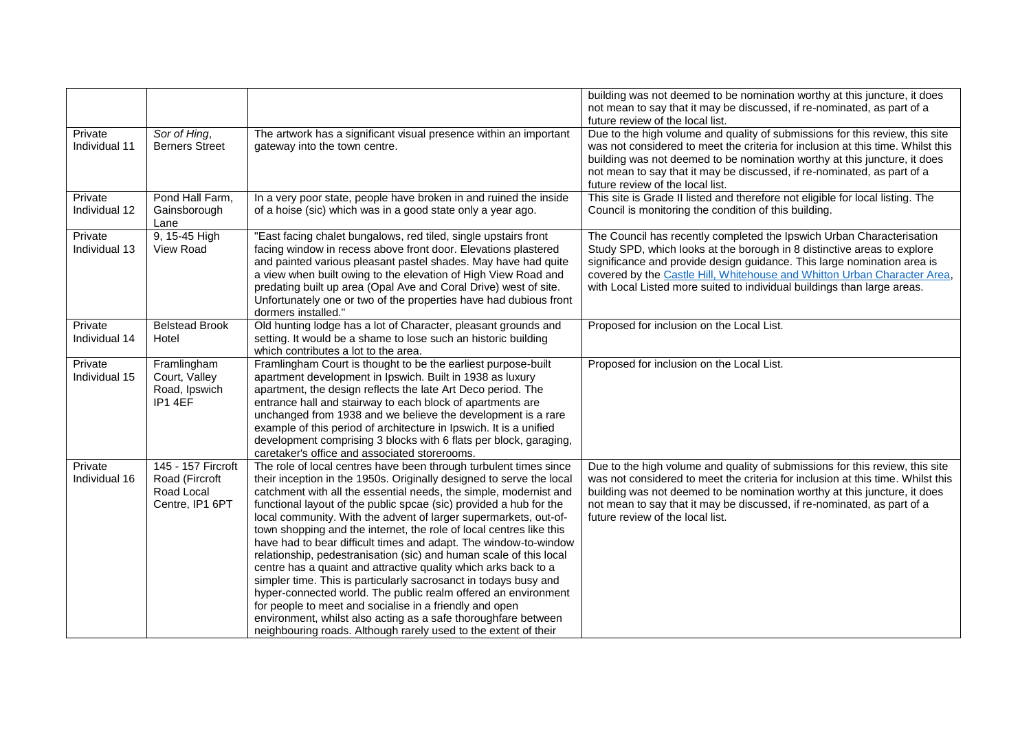| | | | |
|---|---|---|---|
| | | | building was not deemed to be nomination worthy at this juncture, it does not mean to say that it may be discussed, if re-nominated, as part of a future review of the local list. |
| Private Individual 11 | *Sor of Hing*, Berners Street | The artwork has a significant visual presence within an important gateway into the town centre. | Due to the high volume and quality of submissions for this review, this site was not considered to meet the criteria for inclusion at this time. Whilst this building was not deemed to be nomination worthy at this juncture, it does not mean to say that it may be discussed, if re-nominated, as part of a future review of the local list. |
| Private Individual 12 | Pond Hall Farm, Gainsborough Lane | In a very poor state, people have broken in and ruined the inside of a hoise (sic) which was in a good state only a year ago. | This site is Grade II listed and therefore not eligible for local listing. The Council is monitoring the condition of this building. |
| Private Individual 13 | 9, 15-45 High View Road | "East facing chalet bungalows, red tiled, single upstairs front facing window in recess above front door. Elevations plastered and painted various pleasant pastel shades. May have had quite a view when built owing to the elevation of High View Road and predating built up area (Opal Ave and Coral Drive) west of site. Unfortunately one or two of the properties have had dubious front dormers installed." | The Council has recently completed the Ipswich Urban Characterisation Study SPD, which looks at the borough in 8 distinctive areas to explore significance and provide design guidance. This large nomination area is covered by the Castle Hill, Whitehouse and Whitton Urban Character Area, with Local Listed more suited to individual buildings than large areas. |
| Private Individual 14 | Belstead Brook Hotel | Old hunting lodge has a lot of Character, pleasant grounds and setting. It would be a shame to lose such an historic building which contributes a lot to the area. | Proposed for inclusion on the Local List. |
| Private Individual 15 | Framlingham Court, Valley Road, Ipswich IP1 4EF | Framlingham Court is thought to be the earliest purpose-built apartment development in Ipswich. Built in 1938 as luxury apartment, the design reflects the late Art Deco period. The entrance hall and stairway to each block of apartments are unchanged from 1938 and we believe the development is a rare example of this period of architecture in Ipswich. It is a unified development comprising 3 blocks with 6 flats per block, garaging, caretaker's office and associated storerooms. | Proposed for inclusion on the Local List. |
| Private Individual 16 | 145 - 157 Fircroft Road (Fircroft Road Local Centre, IP1 6PT | The role of local centres have been through turbulent times since their inception in the 1950s. Originally designed to serve the local catchment with all the essential needs, the simple, modernist and functional layout of the public spcae (sic) provided a hub for the local community. With the advent of larger supermarkets, out-of-town shopping and the internet, the role of local centres like this have had to bear difficult times and adapt. The window-to-window relationship, pedestranisation (sic) and human scale of this local centre has a quaint and attractive quality which arks back to a simpler time. This is particularly sacrosanct in todays busy and hyper-connected world. The public realm offered an environment for people to meet and socialise in a friendly and open environment, whilst also acting as a safe thoroughfare between neighbouring roads. Although rarely used to the extent of their | Due to the high volume and quality of submissions for this review, this site was not considered to meet the criteria for inclusion at this time. Whilst this building was not deemed to be nomination worthy at this juncture, it does not mean to say that it may be discussed, if re-nominated, as part of a future review of the local list. |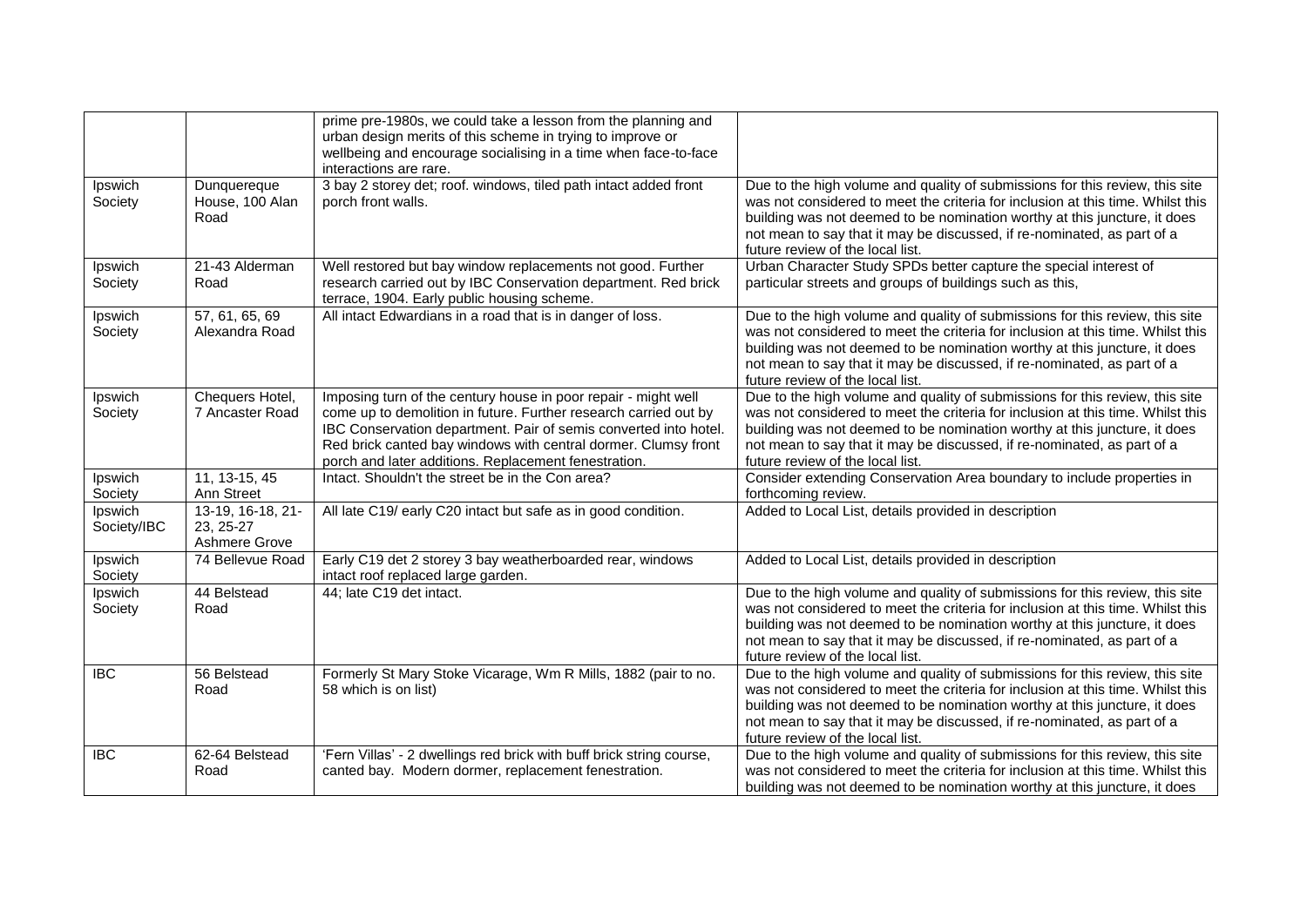| | | | |
|---|---|---|---|
| | | prime pre-1980s, we could take a lesson from the planning and urban design merits of this scheme in trying to improve or wellbeing and encourage socialising in a time when face-to-face interactions are rare. | |
| Ipswich Society | Dunquereque House, 100 Alan Road | 3 bay 2 storey det; roof. windows, tiled path intact added front porch front walls. | Due to the high volume and quality of submissions for this review, this site was not considered to meet the criteria for inclusion at this time. Whilst this building was not deemed to be nomination worthy at this juncture, it does not mean to say that it may be discussed, if re-nominated, as part of a future review of the local list. |
| Ipswich Society | 21-43 Alderman Road | Well restored but bay window replacements not good. Further research carried out by IBC Conservation department. Red brick terrace, 1904. Early public housing scheme. | Urban Character Study SPDs better capture the special interest of particular streets and groups of buildings such as this, |
| Ipswich Society | 57, 61, 65, 69 Alexandra Road | All intact Edwardians in a road that is in danger of loss. | Due to the high volume and quality of submissions for this review, this site was not considered to meet the criteria for inclusion at this time. Whilst this building was not deemed to be nomination worthy at this juncture, it does not mean to say that it may be discussed, if re-nominated, as part of a future review of the local list. |
| Ipswich Society | Chequers Hotel, 7 Ancaster Road | Imposing turn of the century house in poor repair - might well come up to demolition in future. Further research carried out by IBC Conservation department. Pair of semis converted into hotel. Red brick canted bay windows with central dormer. Clumsy front porch and later additions. Replacement fenestration. | Due to the high volume and quality of submissions for this review, this site was not considered to meet the criteria for inclusion at this time. Whilst this building was not deemed to be nomination worthy at this juncture, it does not mean to say that it may be discussed, if re-nominated, as part of a future review of the local list. |
| Ipswich Society | 11, 13-15, 45 Ann Street | Intact. Shouldn't the street be in the Con area? | Consider extending Conservation Area boundary to include properties in forthcoming review. |
| Ipswich Society/IBC | 13-19, 16-18, 21-23, 25-27 Ashmere Grove | All late C19/ early C20 intact but safe as in good condition. | Added to Local List, details provided in description |
| Ipswich Society | 74 Bellevue Road | Early C19 det 2 storey 3 bay weatherboarded rear, windows intact roof replaced large garden. | Added to Local List, details provided in description |
| Ipswich Society | 44 Belstead Road | 44; late C19 det intact. | Due to the high volume and quality of submissions for this review, this site was not considered to meet the criteria for inclusion at this time. Whilst this building was not deemed to be nomination worthy at this juncture, it does not mean to say that it may be discussed, if re-nominated, as part of a future review of the local list. |
| IBC | 56 Belstead Road | Formerly St Mary Stoke Vicarage, Wm R Mills, 1882 (pair to no. 58 which is on list) | Due to the high volume and quality of submissions for this review, this site was not considered to meet the criteria for inclusion at this time. Whilst this building was not deemed to be nomination worthy at this juncture, it does not mean to say that it may be discussed, if re-nominated, as part of a future review of the local list. |
| IBC | 62-64 Belstead Road | 'Fern Villas' - 2 dwellings red brick with buff brick string course, canted bay. Modern dormer, replacement fenestration. | Due to the high volume and quality of submissions for this review, this site was not considered to meet the criteria for inclusion at this time. Whilst this building was not deemed to be nomination worthy at this juncture, it does |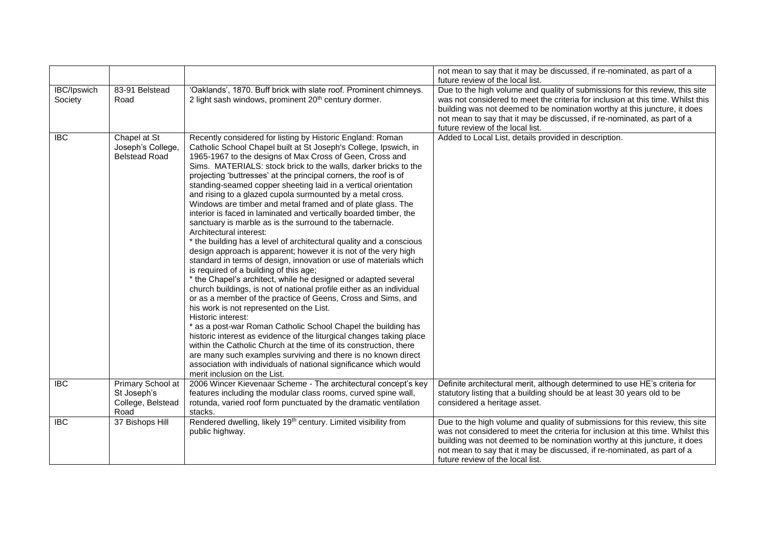|  |  |  | not mean to say that it may be discussed, if re-nominated, as part of a future review of the local list. |
|---|---|---|---|
| IBC/Ipswich Society | 83-91 Belstead Road | 'Oaklands', 1870. Buff brick with slate roof. Prominent chimneys. 2 light sash windows, prominent 20th century dormer. | Due to the high volume and quality of submissions for this review, this site was not considered to meet the criteria for inclusion at this time. Whilst this building was not deemed to be nomination worthy at this juncture, it does not mean to say that it may be discussed, if re-nominated, as part of a future review of the local list. |
| IBC | Chapel at St Joseph's College, Belstead Road | Recently considered for listing by Historic England: Roman Catholic School Chapel built at St Joseph's College, Ipswich, in 1965-1967 to the designs of Max Cross of Geen, Cross and Sims. MATERIALS: stock brick to the walls, darker bricks to the projecting 'buttresses' at the principal corners, the roof is of standing-seamed copper sheeting laid in a vertical orientation and rising to a glazed cupola surmounted by a metal cross. Windows are timber and metal framed and of plate glass. The interior is faced in laminated and vertically boarded timber, the sanctuary is marble as is the surround to the tabernacle.<br>Architectural interest:<br>* the building has a level of architectural quality and a conscious design approach is apparent; however it is not of the very high standard in terms of design, innovation or use of materials which is required of a building of this age;<br>* the Chapel's architect, while he designed or adapted several church buildings, is not of national profile either as an individual or as a member of the practice of Geens, Cross and Sims, and his work is not represented on the List.<br>Historic interest:<br>* as a post-war Roman Catholic School Chapel the building has historic interest as evidence of the liturgical changes taking place within the Catholic Church at the time of its construction, there are many such examples surviving and there is no known direct association with individuals of national significance which would merit inclusion on the List. | Added to Local List, details provided in description. |
| IBC | Primary School at St Joseph's College, Belstead Road | 2006 Wincer Kievenaar Scheme - The architectural concept's key features including the modular class rooms, curved spine wall, rotunda, varied roof form punctuated by the dramatic ventilation stacks. | Definite architectural merit, although determined to use HE's criteria for statutory listing that a building should be at least 30 years old to be considered a heritage asset. |
| IBC | 37 Bishops Hill | Rendered dwelling, likely 19th century. Limited visibility from public highway. | Due to the high volume and quality of submissions for this review, this site was not considered to meet the criteria for inclusion at this time. Whilst this building was not deemed to be nomination worthy at this juncture, it does not mean to say that it may be discussed, if re-nominated, as part of a future review of the local list. |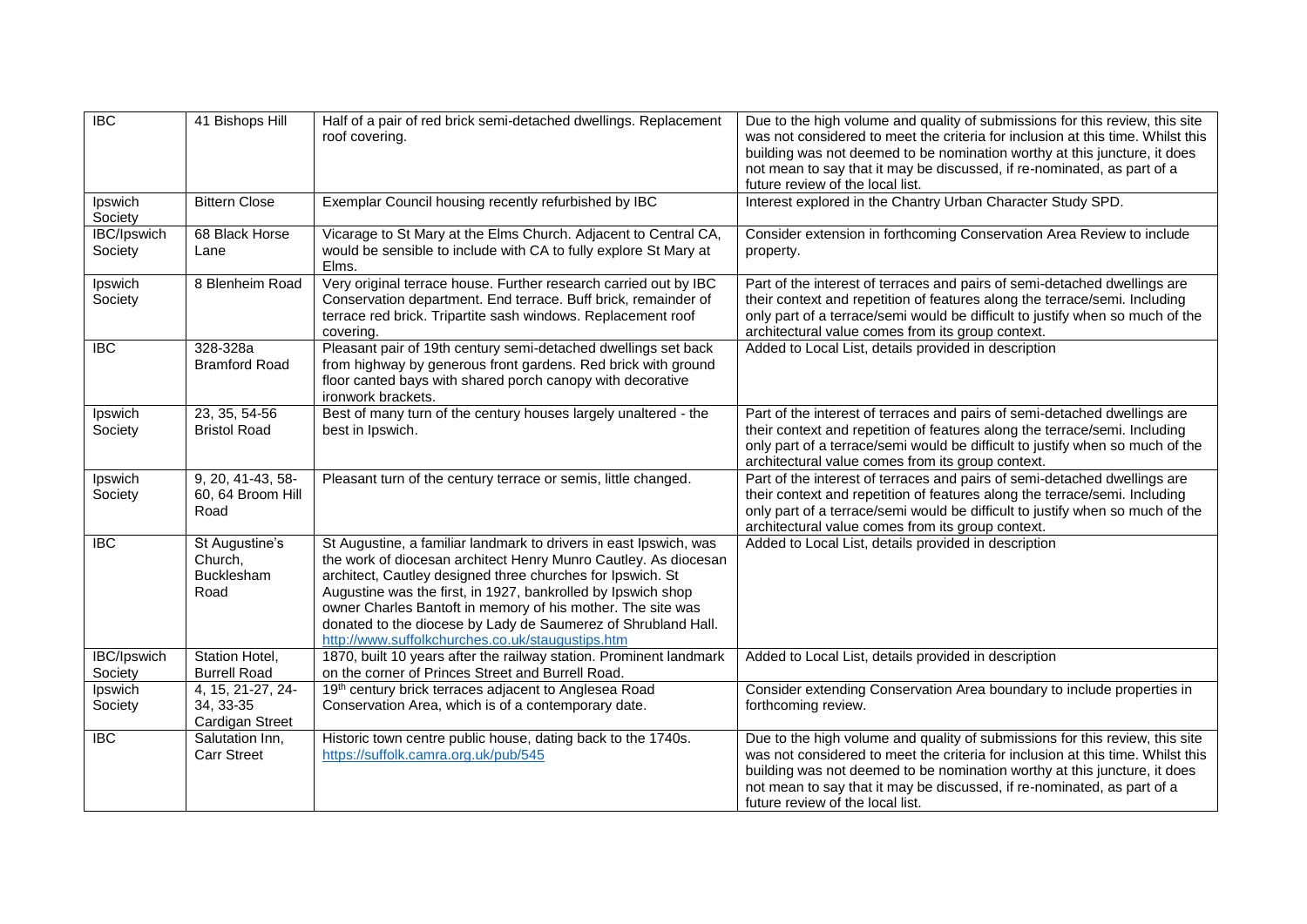| IBC | 41 Bishops Hill | Half of a pair of red brick semi-detached dwellings. Replacement roof covering. | Due to the high volume and quality of submissions for this review, this site was not considered to meet the criteria for inclusion at this time. Whilst this building was not deemed to be nomination worthy at this juncture, it does not mean to say that it may be discussed, if re-nominated, as part of a future review of the local list. |
|---|---|---|---|
| Ipswich Society | Bittern Close | Exemplar Council housing recently refurbished by IBC | Interest explored in the Chantry Urban Character Study SPD. |
| IBC/Ipswich Society | 68 Black Horse Lane | Vicarage to St Mary at the Elms Church. Adjacent to Central CA, would be sensible to include with CA to fully explore St Mary at Elms. | Consider extension in forthcoming Conservation Area Review to include property. |
| Ipswich Society | 8 Blenheim Road | Very original terrace house. Further research carried out by IBC Conservation department. End terrace. Buff brick, remainder of terrace red brick. Tripartite sash windows. Replacement roof covering. | Part of the interest of terraces and pairs of semi-detached dwellings are their context and repetition of features along the terrace/semi. Including only part of a terrace/semi would be difficult to justify when so much of the architectural value comes from its group context. |
| IBC | 328-328a Bramford Road | Pleasant pair of 19th century semi-detached dwellings set back from highway by generous front gardens. Red brick with ground floor canted bays with shared porch canopy with decorative ironwork brackets. | Added to Local List, details provided in description |
| Ipswich Society | 23, 35, 54-56 Bristol Road | Best of many turn of the century houses largely unaltered - the best in Ipswich. | Part of the interest of terraces and pairs of semi-detached dwellings are their context and repetition of features along the terrace/semi. Including only part of a terrace/semi would be difficult to justify when so much of the architectural value comes from its group context. |
| Ipswich Society | 9, 20, 41-43, 58-60, 64 Broom Hill Road | Pleasant turn of the century terrace or semis, little changed. | Part of the interest of terraces and pairs of semi-detached dwellings are their context and repetition of features along the terrace/semi. Including only part of a terrace/semi would be difficult to justify when so much of the architectural value comes from its group context. |
| IBC | St Augustine's Church, Bucklesham Road | St Augustine, a familiar landmark to drivers in east Ipswich, was the work of diocesan architect Henry Munro Cautley. As diocesan architect, Cautley designed three churches for Ipswich. St Augustine was the first, in 1927, bankrolled by Ipswich shop owner Charles Bantoft in memory of his mother. The site was donated to the diocese by Lady de Saumerez of Shrubland Hall. http://www.suffolkchurches.co.uk/staugustips.htm | Added to Local List, details provided in description |
| IBC/Ipswich Society | Station Hotel, Burrell Road | 1870, built 10 years after the railway station. Prominent landmark on the corner of Princes Street and Burrell Road. | Added to Local List, details provided in description |
| Ipswich Society | 4, 15, 21-27, 24-34, 33-35 Cardigan Street | 19th century brick terraces adjacent to Anglesea Road Conservation Area, which is of a contemporary date. | Consider extending Conservation Area boundary to include properties in forthcoming review. |
| IBC | Salutation Inn, Carr Street | Historic town centre public house, dating back to the 1740s. https://suffolk.camra.org.uk/pub/545 | Due to the high volume and quality of submissions for this review, this site was not considered to meet the criteria for inclusion at this time. Whilst this building was not deemed to be nomination worthy at this juncture, it does not mean to say that it may be discussed, if re-nominated, as part of a future review of the local list. |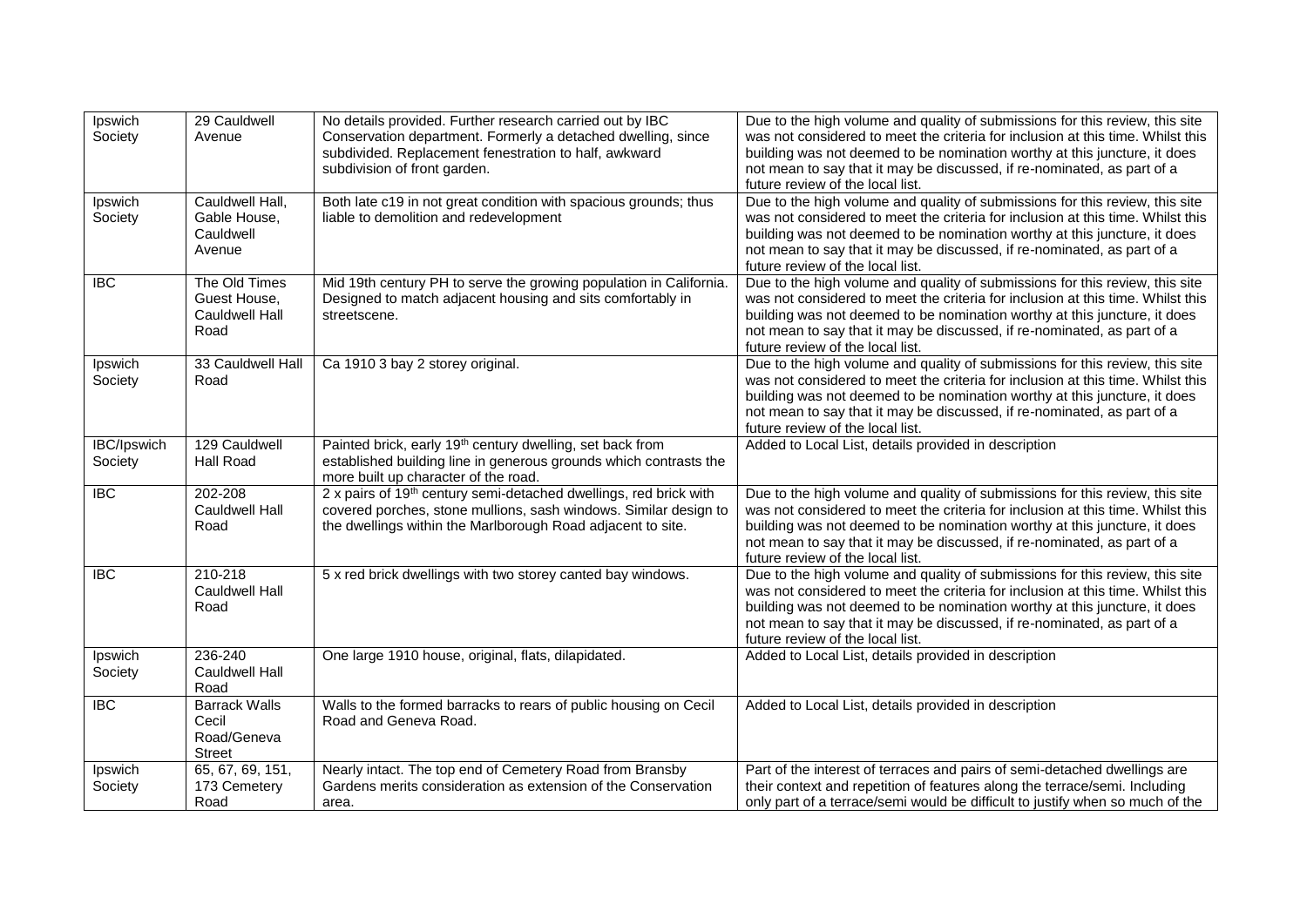| Ipswich Society | 29 Cauldwell Avenue | No details provided. Further research carried out by IBC Conservation department. Formerly a detached dwelling, since subdivided. Replacement fenestration to half, awkward subdivision of front garden. | Due to the high volume and quality of submissions for this review, this site was not considered to meet the criteria for inclusion at this time. Whilst this building was not deemed to be nomination worthy at this juncture, it does not mean to say that it may be discussed, if re-nominated, as part of a future review of the local list. |
|---|---|---|---|
| Ipswich Society | Cauldwell Hall, Gable House, Cauldwell Avenue | Both late c19 in not great condition with spacious grounds; thus liable to demolition and redevelopment | Due to the high volume and quality of submissions for this review, this site was not considered to meet the criteria for inclusion at this time. Whilst this building was not deemed to be nomination worthy at this juncture, it does not mean to say that it may be discussed, if re-nominated, as part of a future review of the local list. |
| IBC | The Old Times Guest House, Cauldwell Hall Road | Mid 19th century PH to serve the growing population in California. Designed to match adjacent housing and sits comfortably in streetscene. | Due to the high volume and quality of submissions for this review, this site was not considered to meet the criteria for inclusion at this time. Whilst this building was not deemed to be nomination worthy at this juncture, it does not mean to say that it may be discussed, if re-nominated, as part of a future review of the local list. |
| Ipswich Society | 33 Cauldwell Hall Road | Ca 1910 3 bay 2 storey original. | Due to the high volume and quality of submissions for this review, this site was not considered to meet the criteria for inclusion at this time. Whilst this building was not deemed to be nomination worthy at this juncture, it does not mean to say that it may be discussed, if re-nominated, as part of a future review of the local list. |
| IBC/Ipswich Society | 129 Cauldwell Hall Road | Painted brick, early 19th century dwelling, set back from established building line in generous grounds which contrasts the more built up character of the road. | Added to Local List, details provided in description |
| IBC | 202-208 Cauldwell Hall Road | 2 x pairs of 19th century semi-detached dwellings, red brick with covered porches, stone mullions, sash windows. Similar design to the dwellings within the Marlborough Road adjacent to site. | Due to the high volume and quality of submissions for this review, this site was not considered to meet the criteria for inclusion at this time. Whilst this building was not deemed to be nomination worthy at this juncture, it does not mean to say that it may be discussed, if re-nominated, as part of a future review of the local list. |
| IBC | 210-218 Cauldwell Hall Road | 5 x red brick dwellings with two storey canted bay windows. | Due to the high volume and quality of submissions for this review, this site was not considered to meet the criteria for inclusion at this time. Whilst this building was not deemed to be nomination worthy at this juncture, it does not mean to say that it may be discussed, if re-nominated, as part of a future review of the local list. |
| Ipswich Society | 236-240 Cauldwell Hall Road | One large 1910 house, original, flats, dilapidated. | Added to Local List, details provided in description |
| IBC | Barrack Walls Cecil Road/Geneva Street | Walls to the formed barracks to rears of public housing on Cecil Road and Geneva Road. | Added to Local List, details provided in description |
| Ipswich Society | 65, 67, 69, 151, 173 Cemetery Road | Nearly intact. The top end of Cemetery Road from Bransby Gardens merits consideration as extension of the Conservation area. | Part of the interest of terraces and pairs of semi-detached dwellings are their context and repetition of features along the terrace/semi. Including only part of a terrace/semi would be difficult to justify when so much of the |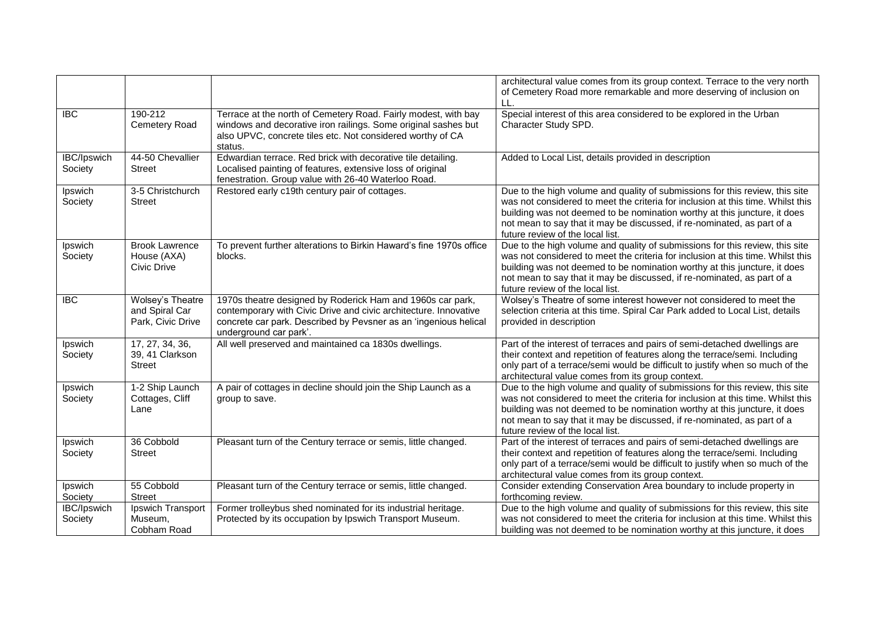|  |  |  | architectural value comes from its group context. Terrace to the very north of Cemetery Road more remarkable and more deserving of inclusion on LL. |
|---|---|---|---|
| IBC | 190-212 Cemetery Road | Terrace at the north of Cemetery Road. Fairly modest, with bay windows and decorative iron railings. Some original sashes but also UPVC, concrete tiles etc. Not considered worthy of CA status. | Special interest of this area considered to be explored in the Urban Character Study SPD. |
| IBC/Ipswich Society | 44-50 Chevallier Street | Edwardian terrace. Red brick with decorative tile detailing. Localised painting of features, extensive loss of original fenestration. Group value with 26-40 Waterloo Road. | Added to Local List, details provided in description |
| Ipswich Society | 3-5 Christchurch Street | Restored early c19th century pair of cottages. | Due to the high volume and quality of submissions for this review, this site was not considered to meet the criteria for inclusion at this time. Whilst this building was not deemed to be nomination worthy at this juncture, it does not mean to say that it may be discussed, if re-nominated, as part of a future review of the local list. |
| Ipswich Society | Brook Lawrence House (AXA) Civic Drive | To prevent further alterations to Birkin Haward's fine 1970s office blocks. | Due to the high volume and quality of submissions for this review, this site was not considered to meet the criteria for inclusion at this time. Whilst this building was not deemed to be nomination worthy at this juncture, it does not mean to say that it may be discussed, if re-nominated, as part of a future review of the local list. |
| IBC | Wolsey's Theatre and Spiral Car Park, Civic Drive | 1970s theatre designed by Roderick Ham and 1960s car park, contemporary with Civic Drive and civic architecture. Innovative concrete car park. Described by Pevsner as an 'ingenious helical underground car park'. | Wolsey's Theatre of some interest however not considered to meet the selection criteria at this time. Spiral Car Park added to Local List, details provided in description |
| Ipswich Society | 17, 27, 34, 36, 39, 41 Clarkson Street | All well preserved and maintained ca 1830s dwellings. | Part of the interest of terraces and pairs of semi-detached dwellings are their context and repetition of features along the terrace/semi. Including only part of a terrace/semi would be difficult to justify when so much of the architectural value comes from its group context. |
| Ipswich Society | 1-2 Ship Launch Cottages, Cliff Lane | A pair of cottages in decline should join the Ship Launch as a group to save. | Due to the high volume and quality of submissions for this review, this site was not considered to meet the criteria for inclusion at this time. Whilst this building was not deemed to be nomination worthy at this juncture, it does not mean to say that it may be discussed, if re-nominated, as part of a future review of the local list. |
| Ipswich Society | 36 Cobbold Street | Pleasant turn of the Century terrace or semis, little changed. | Part of the interest of terraces and pairs of semi-detached dwellings are their context and repetition of features along the terrace/semi. Including only part of a terrace/semi would be difficult to justify when so much of the architectural value comes from its group context. |
| Ipswich Society | 55 Cobbold Street | Pleasant turn of the Century terrace or semis, little changed. | Consider extending Conservation Area boundary to include property in forthcoming review. |
| IBC/Ipswich Society | Ipswich Transport Museum, Cobham Road | Former trolleybus shed nominated for its industrial heritage. Protected by its occupation by Ipswich Transport Museum. | Due to the high volume and quality of submissions for this review, this site was not considered to meet the criteria for inclusion at this time. Whilst this building was not deemed to be nomination worthy at this juncture, it does |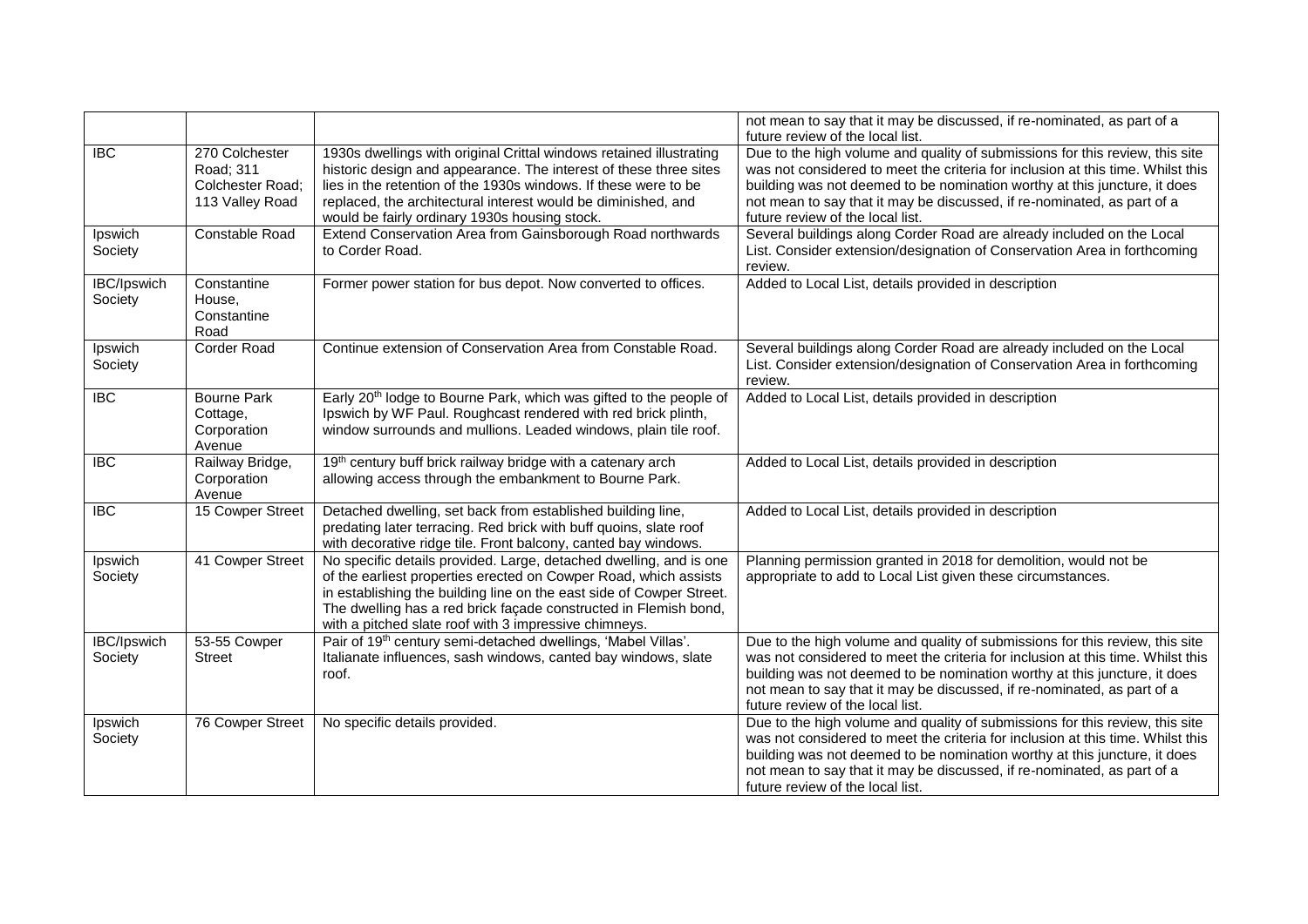|  |  |  | not mean to say that it may be discussed, if re-nominated, as part of a future review of the local list. |
|---|---|---|---|
| IBC | 270 Colchester Road; 311 Colchester Road; 113 Valley Road | 1930s dwellings with original Crittal windows retained illustrating historic design and appearance. The interest of these three sites lies in the retention of the 1930s windows. If these were to be replaced, the architectural interest would be diminished, and would be fairly ordinary 1930s housing stock. | Due to the high volume and quality of submissions for this review, this site was not considered to meet the criteria for inclusion at this time. Whilst this building was not deemed to be nomination worthy at this juncture, it does not mean to say that it may be discussed, if re-nominated, as part of a future review of the local list. |
| Ipswich Society | Constable Road | Extend Conservation Area from Gainsborough Road northwards to Corder Road. | Several buildings along Corder Road are already included on the Local List. Consider extension/designation of Conservation Area in forthcoming review. |
| IBC/Ipswich Society | Constantine House, Constantine Road | Former power station for bus depot. Now converted to offices. | Added to Local List, details provided in description |
| Ipswich Society | Corder Road | Continue extension of Conservation Area from Constable Road. | Several buildings along Corder Road are already included on the Local List. Consider extension/designation of Conservation Area in forthcoming review. |
| IBC | Bourne Park Cottage, Corporation Avenue | Early 20th lodge to Bourne Park, which was gifted to the people of Ipswich by WF Paul. Roughcast rendered with red brick plinth, window surrounds and mullions. Leaded windows, plain tile roof. | Added to Local List, details provided in description |
| IBC | Railway Bridge, Corporation Avenue | 19th century buff brick railway bridge with a catenary arch allowing access through the embankment to Bourne Park. | Added to Local List, details provided in description |
| IBC | 15 Cowper Street | Detached dwelling, set back from established building line, predating later terracing. Red brick with buff quoins, slate roof with decorative ridge tile. Front balcony, canted bay windows. | Added to Local List, details provided in description |
| Ipswich Society | 41 Cowper Street | No specific details provided. Large, detached dwelling, and is one of the earliest properties erected on Cowper Road, which assists in establishing the building line on the east side of Cowper Street. The dwelling has a red brick façade constructed in Flemish bond, with a pitched slate roof with 3 impressive chimneys. | Planning permission granted in 2018 for demolition, would not be appropriate to add to Local List given these circumstances. |
| IBC/Ipswich Society | 53-55 Cowper Street | Pair of 19th century semi-detached dwellings, 'Mabel Villas'. Italianate influences, sash windows, canted bay windows, slate roof. | Due to the high volume and quality of submissions for this review, this site was not considered to meet the criteria for inclusion at this time. Whilst this building was not deemed to be nomination worthy at this juncture, it does not mean to say that it may be discussed, if re-nominated, as part of a future review of the local list. |
| Ipswich Society | 76 Cowper Street | No specific details provided. | Due to the high volume and quality of submissions for this review, this site was not considered to meet the criteria for inclusion at this time. Whilst this building was not deemed to be nomination worthy at this juncture, it does not mean to say that it may be discussed, if re-nominated, as part of a future review of the local list. |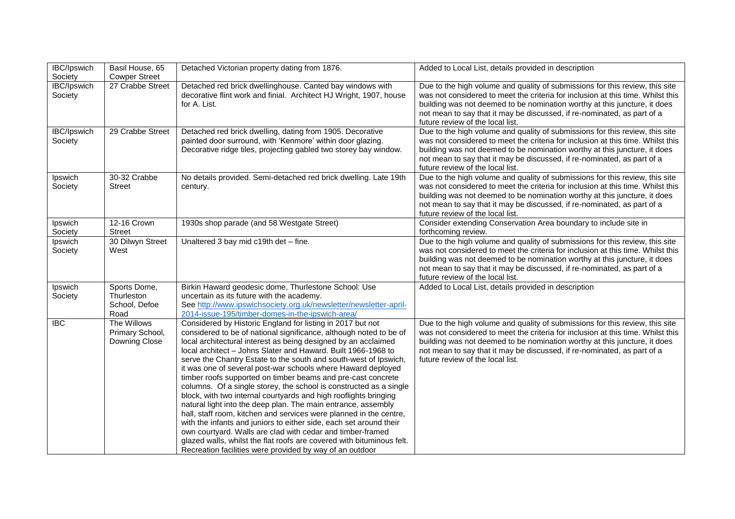| IBC/Ipswich Society | Basil House, 65 Cowper Street | Detached Victorian property dating from 1876. | Added to Local List, details provided in description |
|---|---|---|---|
| IBC/Ipswich Society | 27 Crabbe Street | Detached red brick dwellinghouse. Canted bay windows with decorative flint work and finial. Architect HJ Wright, 1907, house for A. List. | Due to the high volume and quality of submissions for this review, this site was not considered to meet the criteria for inclusion at this time. Whilst this building was not deemed to be nomination worthy at this juncture, it does not mean to say that it may be discussed, if re-nominated, as part of a future review of the local list. |
| IBC/Ipswich Society | 29 Crabbe Street | Detached red brick dwelling, dating from 1905. Decorative painted door surround, with 'Kenmore' within door glazing. Decorative ridge tiles, projecting gabled two storey bay window. | Due to the high volume and quality of submissions for this review, this site was not considered to meet the criteria for inclusion at this time. Whilst this building was not deemed to be nomination worthy at this juncture, it does not mean to say that it may be discussed, if re-nominated, as part of a future review of the local list. |
| Ipswich Society | 30-32 Crabbe Street | No details provided. Semi-detached red brick dwelling. Late 19th century. | Due to the high volume and quality of submissions for this review, this site was not considered to meet the criteria for inclusion at this time. Whilst this building was not deemed to be nomination worthy at this juncture, it does not mean to say that it may be discussed, if re-nominated, as part of a future review of the local list. |
| Ipswich Society | 12-16 Crown Street | 1930s shop parade (and 58 Westgate Street) | Consider extending Conservation Area boundary to include site in forthcoming review. |
| Ipswich Society | 30 Dilwyn Street West | Unaltered 3 bay mid c19th det – fine. | Due to the high volume and quality of submissions for this review, this site was not considered to meet the criteria for inclusion at this time. Whilst this building was not deemed to be nomination worthy at this juncture, it does not mean to say that it may be discussed, if re-nominated, as part of a future review of the local list. |
| Ipswich Society | Sports Dome, Thurleston School, Defoe Road | Birkin Haward geodesic dome, Thurlestone School: Use uncertain as its future with the academy. See http://www.ipswichsociety.org.uk/newsletter/newsletter-april-2014-issue-195/timber-domes-in-the-ipswich-area/ | Added to Local List, details provided in description |
| IBC | The Willows Primary School, Downing Close | Considered by Historic England for listing in 2017 but not considered to be of national significance, although noted to be of local architectural interest as being designed by an acclaimed local architect – Johns Slater and Haward. Built 1966-1968 to serve the Chantry Estate to the south and south-west of Ipswich, it was one of several post-war schools where Haward deployed timber roofs supported on timber beams and pre-cast concrete columns. Of a single storey, the school is constructed as a single block, with two internal courtyards and high rooflights bringing natural light into the deep plan. The main entrance, assembly hall, staff room, kitchen and services were planned in the centre, with the infants and juniors to either side, each set around their own courtyard. Walls are clad with cedar and timber-framed glazed walls, whilst the flat roofs are covered with bituminous felt. Recreation facilities were provided by way of an outdoor | Due to the high volume and quality of submissions for this review, this site was not considered to meet the criteria for inclusion at this time. Whilst this building was not deemed to be nomination worthy at this juncture, it does not mean to say that it may be discussed, if re-nominated, as part of a future review of the local list. |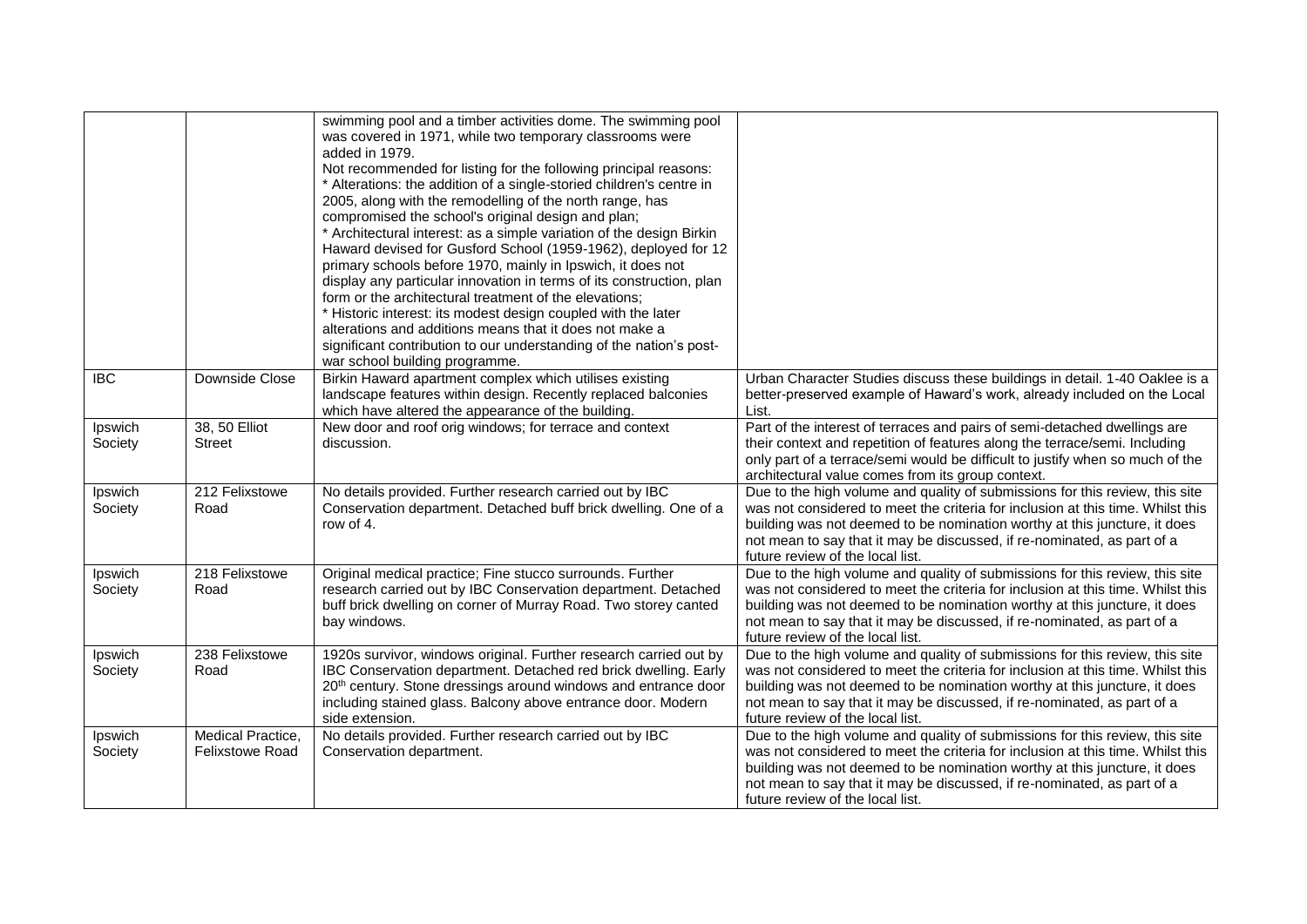| | | | |
|---|---|---|---|
| | | swimming pool and a timber activities dome. The swimming pool was covered in 1971, while two temporary classrooms were added in 1979.<br>Not recommended for listing for the following principal reasons:<br>* Alterations: the addition of a single-storied children's centre in 2005, along with the remodelling of the north range, has compromised the school's original design and plan;<br>* Architectural interest: as a simple variation of the design Birkin Haward devised for Gusford School (1959-1962), deployed for 12 primary schools before 1970, mainly in Ipswich, it does not display any particular innovation in terms of its construction, plan form or the architectural treatment of the elevations;<br>* Historic interest: its modest design coupled with the later alterations and additions means that it does not make a significant contribution to our understanding of the nation's post-war school building programme. | |
| IBC | Downside Close | Birkin Haward apartment complex which utilises existing landscape features within design. Recently replaced balconies which have altered the appearance of the building. | Urban Character Studies discuss these buildings in detail. 1-40 Oaklee is a better-preserved example of Haward's work, already included on the Local List. |
| Ipswich Society | 38, 50 Elliot Street | New door and roof orig windows; for terrace and context discussion. | Part of the interest of terraces and pairs of semi-detached dwellings are their context and repetition of features along the terrace/semi. Including only part of a terrace/semi would be difficult to justify when so much of the architectural value comes from its group context. |
| Ipswich Society | 212 Felixstowe Road | No details provided. Further research carried out by IBC Conservation department. Detached buff brick dwelling. One of a row of 4. | Due to the high volume and quality of submissions for this review, this site was not considered to meet the criteria for inclusion at this time. Whilst this building was not deemed to be nomination worthy at this juncture, it does not mean to say that it may be discussed, if re-nominated, as part of a future review of the local list. |
| Ipswich Society | 218 Felixstowe Road | Original medical practice; Fine stucco surrounds. Further research carried out by IBC Conservation department. Detached buff brick dwelling on corner of Murray Road. Two storey canted bay windows. | Due to the high volume and quality of submissions for this review, this site was not considered to meet the criteria for inclusion at this time. Whilst this building was not deemed to be nomination worthy at this juncture, it does not mean to say that it may be discussed, if re-nominated, as part of a future review of the local list. |
| Ipswich Society | 238 Felixstowe Road | 1920s survivor, windows original. Further research carried out by IBC Conservation department. Detached red brick dwelling. Early 20th century. Stone dressings around windows and entrance door including stained glass. Balcony above entrance door. Modern side extension. | Due to the high volume and quality of submissions for this review, this site was not considered to meet the criteria for inclusion at this time. Whilst this building was not deemed to be nomination worthy at this juncture, it does not mean to say that it may be discussed, if re-nominated, as part of a future review of the local list. |
| Ipswich Society | Medical Practice, Felixstowe Road | No details provided. Further research carried out by IBC Conservation department. | Due to the high volume and quality of submissions for this review, this site was not considered to meet the criteria for inclusion at this time. Whilst this building was not deemed to be nomination worthy at this juncture, it does not mean to say that it may be discussed, if re-nominated, as part of a future review of the local list. |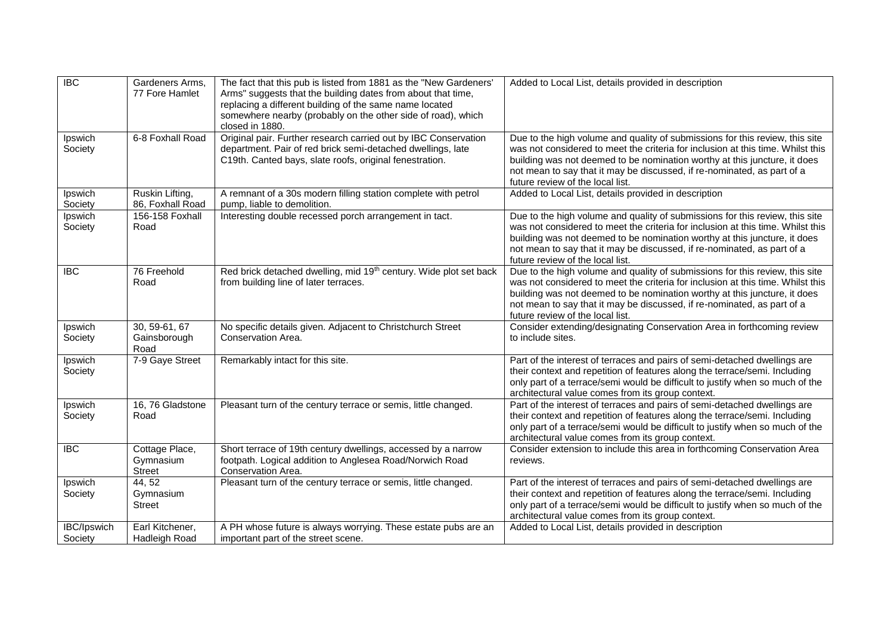| IBC | Gardeners Arms, 77 Fore Hamlet | The fact that this pub is listed from 1881 as the "New Gardeners' Arms" suggests that the building dates from about that time, replacing a different building of the same name located somewhere nearby (probably on the other side of road), which closed in 1880. | Added to Local List, details provided in description |
|---|---|---|---|
| Ipswich Society | 6-8 Foxhall Road | Original pair. Further research carried out by IBC Conservation department. Pair of red brick semi-detached dwellings, late C19th. Canted bays, slate roofs, original fenestration. | Due to the high volume and quality of submissions for this review, this site was not considered to meet the criteria for inclusion at this time. Whilst this building was not deemed to be nomination worthy at this juncture, it does not mean to say that it may be discussed, if re-nominated, as part of a future review of the local list. |
| Ipswich Society | Ruskin Lifting, 86, Foxhall Road | A remnant of a 30s modern filling station complete with petrol pump, liable to demolition. | Added to Local List, details provided in description |
| Ipswich Society | 156-158 Foxhall Road | Interesting double recessed porch arrangement in tact. | Due to the high volume and quality of submissions for this review, this site was not considered to meet the criteria for inclusion at this time. Whilst this building was not deemed to be nomination worthy at this juncture, it does not mean to say that it may be discussed, if re-nominated, as part of a future review of the local list. |
| IBC | 76 Freehold Road | Red brick detached dwelling, mid 19th century. Wide plot set back from building line of later terraces. | Due to the high volume and quality of submissions for this review, this site was not considered to meet the criteria for inclusion at this time. Whilst this building was not deemed to be nomination worthy at this juncture, it does not mean to say that it may be discussed, if re-nominated, as part of a future review of the local list. |
| Ipswich Society | 30, 59-61, 67 Gainsborough Road | No specific details given. Adjacent to Christchurch Street Conservation Area. | Consider extending/designating Conservation Area in forthcoming review to include sites. |
| Ipswich Society | 7-9 Gaye Street | Remarkably intact for this site. | Part of the interest of terraces and pairs of semi-detached dwellings are their context and repetition of features along the terrace/semi. Including only part of a terrace/semi would be difficult to justify when so much of the architectural value comes from its group context. |
| Ipswich Society | 16, 76 Gladstone Road | Pleasant turn of the century terrace or semis, little changed. | Part of the interest of terraces and pairs of semi-detached dwellings are their context and repetition of features along the terrace/semi. Including only part of a terrace/semi would be difficult to justify when so much of the architectural value comes from its group context. |
| IBC | Cottage Place, Gymnasium Street | Short terrace of 19th century dwellings, accessed by a narrow footpath. Logical addition to Anglesea Road/Norwich Road Conservation Area. | Consider extension to include this area in forthcoming Conservation Area reviews. |
| Ipswich Society | 44, 52 Gymnasium Street | Pleasant turn of the century terrace or semis, little changed. | Part of the interest of terraces and pairs of semi-detached dwellings are their context and repetition of features along the terrace/semi. Including only part of a terrace/semi would be difficult to justify when so much of the architectural value comes from its group context. |
| IBC/Ipswich Society | Earl Kitchener, Hadleigh Road | A PH whose future is always worrying. These estate pubs are an important part of the street scene. | Added to Local List, details provided in description |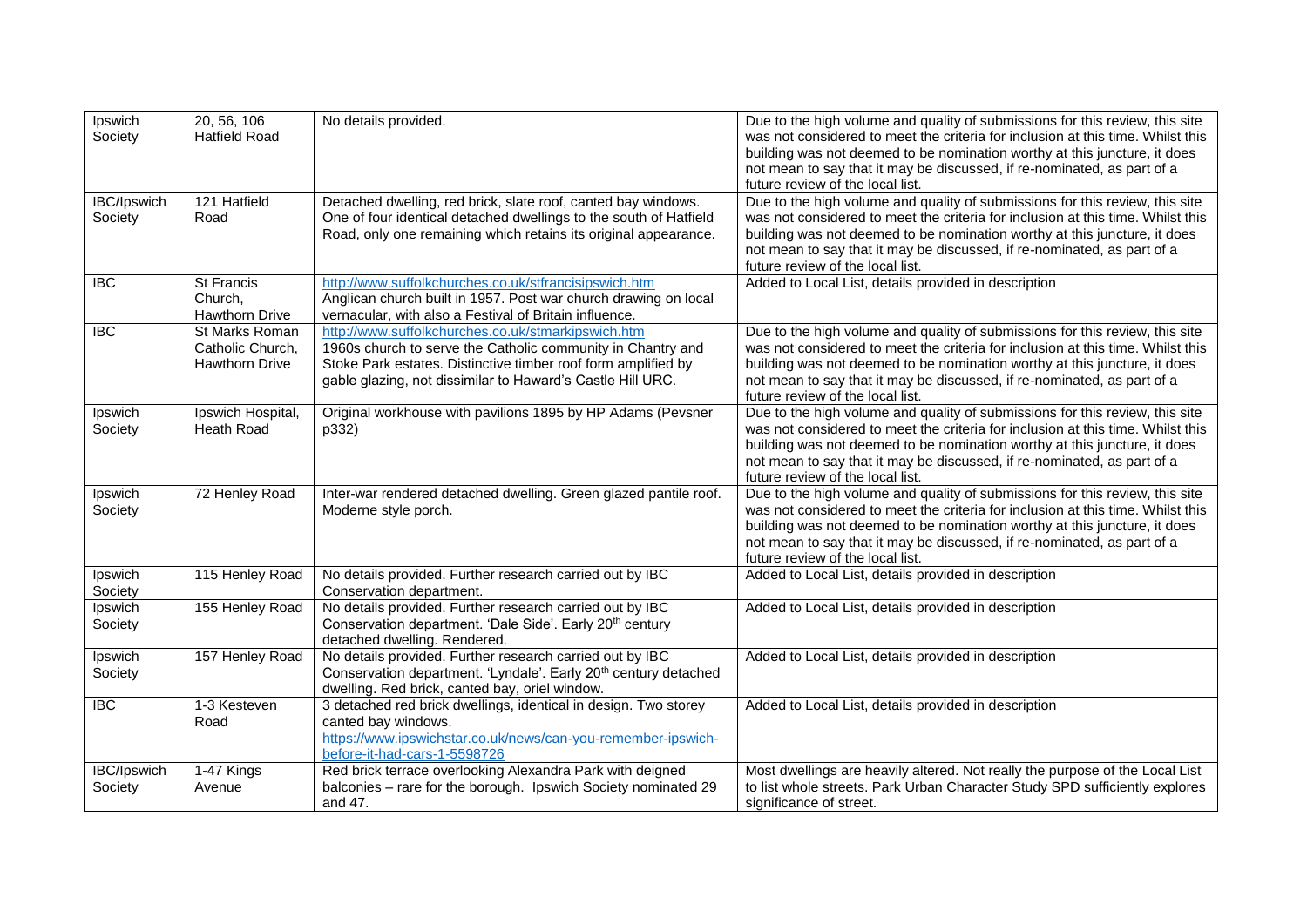| Ipswich Society | 20, 56, 106 Hatfield Road | No details provided. | Due to the high volume and quality of submissions for this review, this site was not considered to meet the criteria for inclusion at this time. Whilst this building was not deemed to be nomination worthy at this juncture, it does not mean to say that it may be discussed, if re-nominated, as part of a future review of the local list. |
|---|---|---|---|
| IBC/Ipswich Society | 121 Hatfield Road | Detached dwelling, red brick, slate roof, canted bay windows. One of four identical detached dwellings to the south of Hatfield Road, only one remaining which retains its original appearance. | Due to the high volume and quality of submissions for this review, this site was not considered to meet the criteria for inclusion at this time. Whilst this building was not deemed to be nomination worthy at this juncture, it does not mean to say that it may be discussed, if re-nominated, as part of a future review of the local list. |
| IBC | St Francis Church, Hawthorn Drive | http://www.suffolkchurches.co.uk/stfrancisipswich.htm Anglican church built in 1957. Post war church drawing on local vernacular, with also a Festival of Britain influence. | Added to Local List, details provided in description |
| IBC | St Marks Roman Catholic Church, Hawthorn Drive | http://www.suffolkchurches.co.uk/stmarkipswich.htm 1960s church to serve the Catholic community in Chantry and Stoke Park estates. Distinctive timber roof form amplified by gable glazing, not dissimilar to Haward's Castle Hill URC. | Due to the high volume and quality of submissions for this review, this site was not considered to meet the criteria for inclusion at this time. Whilst this building was not deemed to be nomination worthy at this juncture, it does not mean to say that it may be discussed, if re-nominated, as part of a future review of the local list. |
| Ipswich Society | Ipswich Hospital, Heath Road | Original workhouse with pavilions 1895 by HP Adams (Pevsner p332) | Due to the high volume and quality of submissions for this review, this site was not considered to meet the criteria for inclusion at this time. Whilst this building was not deemed to be nomination worthy at this juncture, it does not mean to say that it may be discussed, if re-nominated, as part of a future review of the local list. |
| Ipswich Society | 72 Henley Road | Inter-war rendered detached dwelling. Green glazed pantile roof. Moderne style porch. | Due to the high volume and quality of submissions for this review, this site was not considered to meet the criteria for inclusion at this time. Whilst this building was not deemed to be nomination worthy at this juncture, it does not mean to say that it may be discussed, if re-nominated, as part of a future review of the local list. |
| Ipswich Society | 115 Henley Road | No details provided. Further research carried out by IBC Conservation department. | Added to Local List, details provided in description |
| Ipswich Society | 155 Henley Road | No details provided. Further research carried out by IBC Conservation department. 'Dale Side'. Early 20th century detached dwelling. Rendered. | Added to Local List, details provided in description |
| Ipswich Society | 157 Henley Road | No details provided. Further research carried out by IBC Conservation department. 'Lyndale'. Early 20th century detached dwelling. Red brick, canted bay, oriel window. | Added to Local List, details provided in description |
| IBC | 1-3 Kesteven Road | 3 detached red brick dwellings, identical in design. Two storey canted bay windows. https://www.ipswichstar.co.uk/news/can-you-remember-ipswich-before-it-had-cars-1-5598726 | Added to Local List, details provided in description |
| IBC/Ipswich Society | 1-47 Kings Avenue | Red brick terrace overlooking Alexandra Park with deigned balconies – rare for the borough. Ipswich Society nominated 29 and 47. | Most dwellings are heavily altered. Not really the purpose of the Local List to list whole streets. Park Urban Character Study SPD sufficiently explores significance of street. |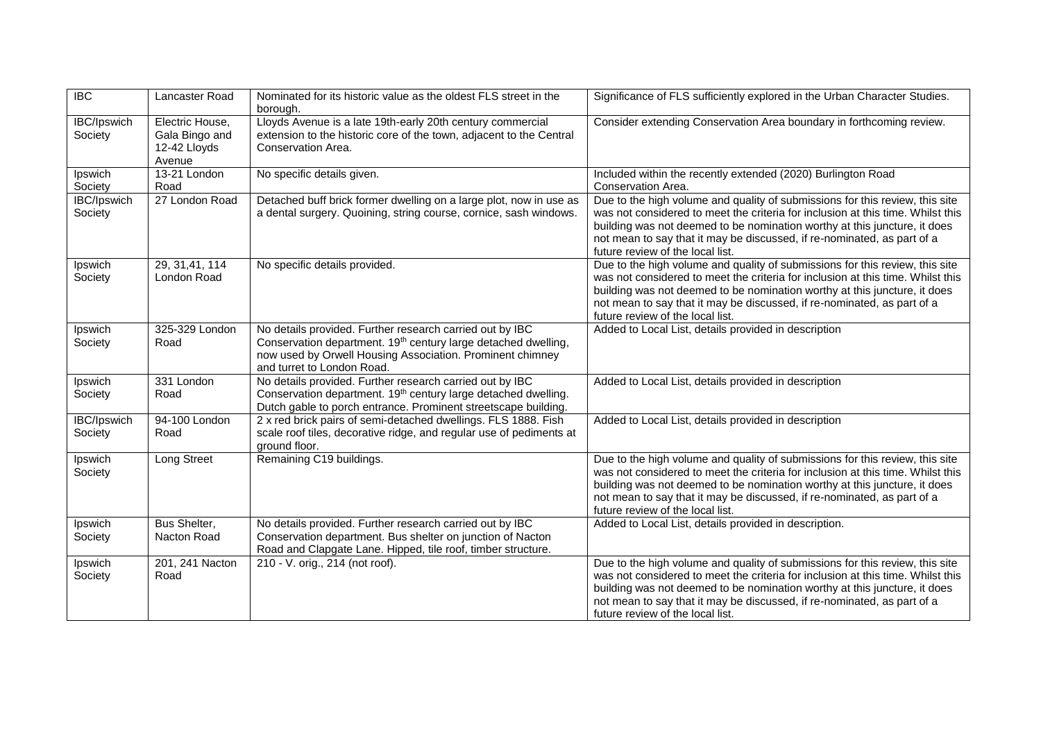| IBC | Lancaster Road | Nominated for its historic value as the oldest FLS street in the borough. | Significance of FLS sufficiently explored in the Urban Character Studies. |
|---|---|---|---|
| IBC/Ipswich Society | Electric House, Gala Bingo and 12-42 Lloyds Avenue | Lloyds Avenue is a late 19th-early 20th century commercial extension to the historic core of the town, adjacent to the Central Conservation Area. | Consider extending Conservation Area boundary in forthcoming review. |
| Ipswich Society | 13-21 London Road | No specific details given. | Included within the recently extended (2020) Burlington Road Conservation Area. |
| IBC/Ipswich Society | 27 London Road | Detached buff brick former dwelling on a large plot, now in use as a dental surgery. Quoining, string course, cornice, sash windows. | Due to the high volume and quality of submissions for this review, this site was not considered to meet the criteria for inclusion at this time. Whilst this building was not deemed to be nomination worthy at this juncture, it does not mean to say that it may be discussed, if re-nominated, as part of a future review of the local list. |
| Ipswich Society | 29, 31,41, 114 London Road | No specific details provided. | Due to the high volume and quality of submissions for this review, this site was not considered to meet the criteria for inclusion at this time. Whilst this building was not deemed to be nomination worthy at this juncture, it does not mean to say that it may be discussed, if re-nominated, as part of a future review of the local list. |
| Ipswich Society | 325-329 London Road | No details provided. Further research carried out by IBC Conservation department. 19th century large detached dwelling, now used by Orwell Housing Association. Prominent chimney and turret to London Road. | Added to Local List, details provided in description |
| Ipswich Society | 331 London Road | No details provided. Further research carried out by IBC Conservation department. 19th century large detached dwelling. Dutch gable to porch entrance. Prominent streetscape building. | Added to Local List, details provided in description |
| IBC/Ipswich Society | 94-100 London Road | 2 x red brick pairs of semi-detached dwellings. FLS 1888. Fish scale roof tiles, decorative ridge, and regular use of pediments at ground floor. | Added to Local List, details provided in description |
| Ipswich Society | Long Street | Remaining C19 buildings. | Due to the high volume and quality of submissions for this review, this site was not considered to meet the criteria for inclusion at this time. Whilst this building was not deemed to be nomination worthy at this juncture, it does not mean to say that it may be discussed, if re-nominated, as part of a future review of the local list. |
| Ipswich Society | Bus Shelter, Nacton Road | No details provided. Further research carried out by IBC Conservation department. Bus shelter on junction of Nacton Road and Clapgate Lane. Hipped, tile roof, timber structure. | Added to Local List, details provided in description. |
| Ipswich Society | 201, 241 Nacton Road | 210 - V. orig., 214 (not roof). | Due to the high volume and quality of submissions for this review, this site was not considered to meet the criteria for inclusion at this time. Whilst this building was not deemed to be nomination worthy at this juncture, it does not mean to say that it may be discussed, if re-nominated, as part of a future review of the local list. |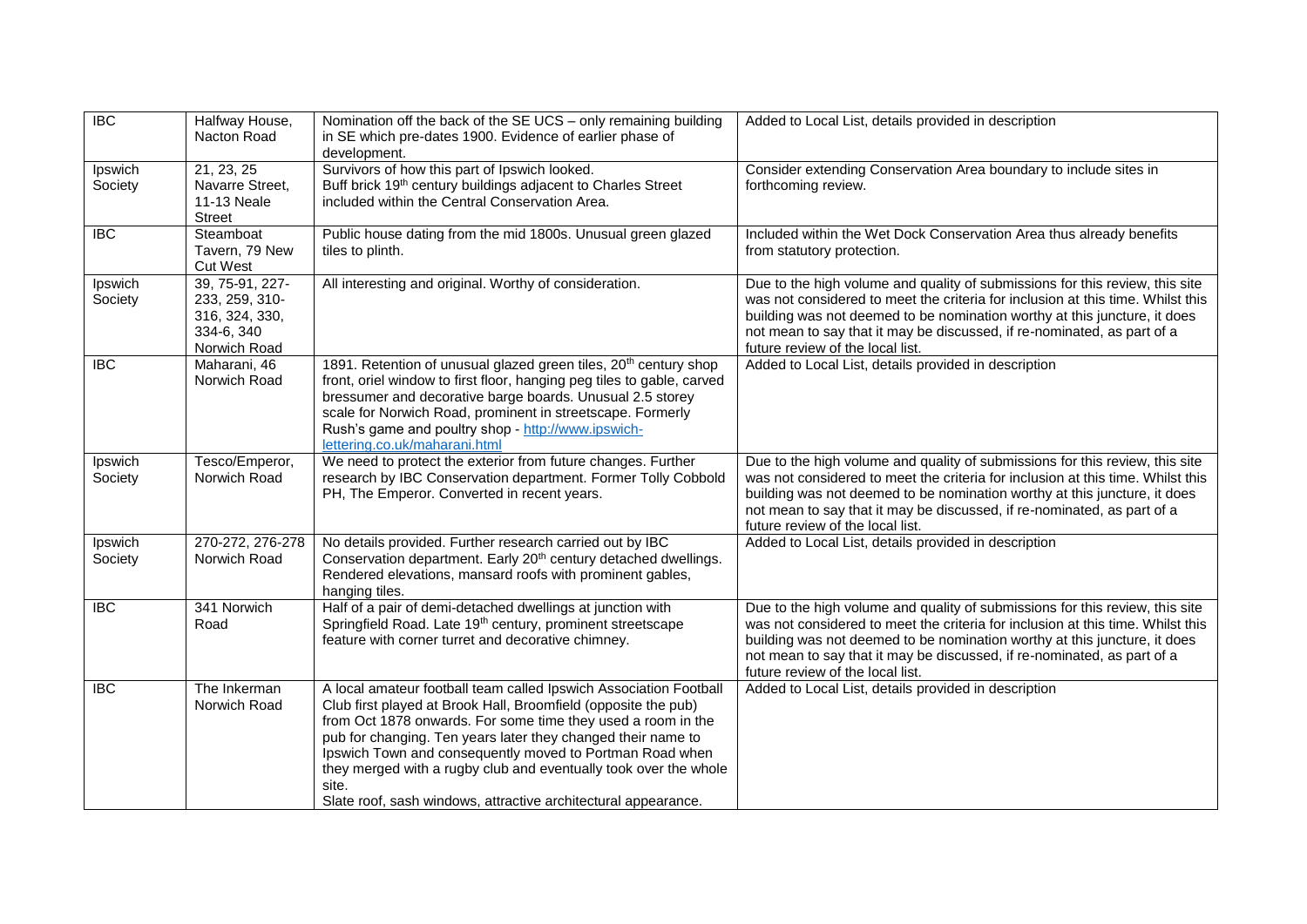| IBC | Halfway House, Nacton Road | Nomination off the back of the SE UCS – only remaining building in SE which pre-dates 1900. Evidence of earlier phase of development. | Added to Local List, details provided in description |
|---|---|---|---|
| Ipswich Society | 21, 23, 25 Navarre Street, 11-13 Neale Street | Survivors of how this part of Ipswich looked. Buff brick 19th century buildings adjacent to Charles Street included within the Central Conservation Area. | Consider extending Conservation Area boundary to include sites in forthcoming review. |
| IBC | Steamboat Tavern, 79 New Cut West | Public house dating from the mid 1800s. Unusual green glazed tiles to plinth. | Included within the Wet Dock Conservation Area thus already benefits from statutory protection. |
| Ipswich Society | 39, 75-91, 227-233, 259, 310-316, 324, 330, 334-6, 340 Norwich Road | All interesting and original. Worthy of consideration. | Due to the high volume and quality of submissions for this review, this site was not considered to meet the criteria for inclusion at this time. Whilst this building was not deemed to be nomination worthy at this juncture, it does not mean to say that it may be discussed, if re-nominated, as part of a future review of the local list. |
| IBC | Maharani, 46 Norwich Road | 1891. Retention of unusual glazed green tiles, 20th century shop front, oriel window to first floor, hanging peg tiles to gable, carved bressumer and decorative barge boards. Unusual 2.5 storey scale for Norwich Road, prominent in streetscape. Formerly Rush's game and poultry shop - http://www.ipswich-lettering.co.uk/maharani.html | Added to Local List, details provided in description |
| Ipswich Society | Tesco/Emperor, Norwich Road | We need to protect the exterior from future changes. Further research by IBC Conservation department. Former Tolly Cobbold PH, The Emperor. Converted in recent years. | Due to the high volume and quality of submissions for this review, this site was not considered to meet the criteria for inclusion at this time. Whilst this building was not deemed to be nomination worthy at this juncture, it does not mean to say that it may be discussed, if re-nominated, as part of a future review of the local list. |
| Ipswich Society | 270-272, 276-278 Norwich Road | No details provided. Further research carried out by IBC Conservation department. Early 20th century detached dwellings. Rendered elevations, mansard roofs with prominent gables, hanging tiles. | Added to Local List, details provided in description |
| IBC | 341 Norwich Road | Half of a pair of demi-detached dwellings at junction with Springfield Road. Late 19th century, prominent streetscape feature with corner turret and decorative chimney. | Due to the high volume and quality of submissions for this review, this site was not considered to meet the criteria for inclusion at this time. Whilst this building was not deemed to be nomination worthy at this juncture, it does not mean to say that it may be discussed, if re-nominated, as part of a future review of the local list. |
| IBC | The Inkerman Norwich Road | A local amateur football team called Ipswich Association Football Club first played at Brook Hall, Broomfield (opposite the pub) from Oct 1878 onwards. For some time they used a room in the pub for changing. Ten years later they changed their name to Ipswich Town and consequently moved to Portman Road when they merged with a rugby club and eventually took over the whole site. Slate roof, sash windows, attractive architectural appearance. | Added to Local List, details provided in description |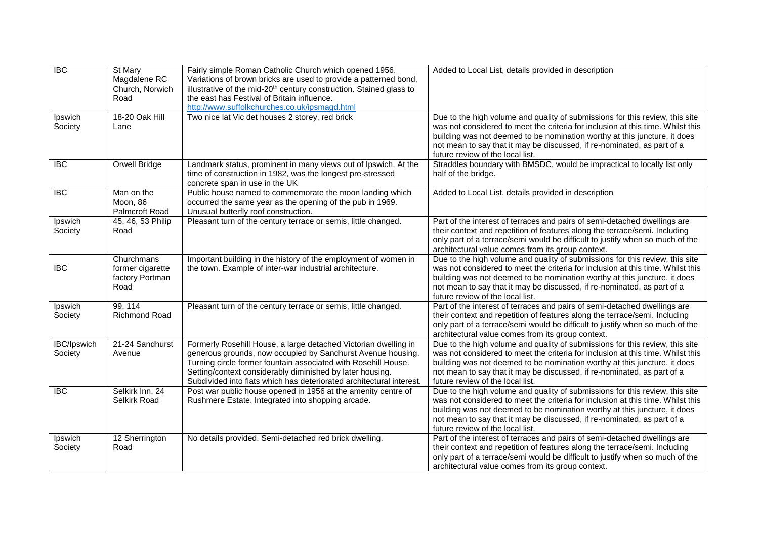| IBC | St Mary Magdalene RC Church, Norwich Road | Fairly simple Roman Catholic Church which opened 1956. Variations of brown bricks are used to provide a patterned bond, illustrative of the mid-20th century construction. Stained glass to the east has Festival of Britain influence. http://www.suffolkchurches.co.uk/ipsmagd.html | Added to Local List, details provided in description |
|---|---|---|---|
| Ipswich Society | 18-20 Oak Hill Lane | Two nice lat Vic det houses 2 storey, red brick | Due to the high volume and quality of submissions for this review, this site was not considered to meet the criteria for inclusion at this time. Whilst this building was not deemed to be nomination worthy at this juncture, it does not mean to say that it may be discussed, if re-nominated, as part of a future review of the local list. |
| IBC | Orwell Bridge | Landmark status, prominent in many views out of Ipswich. At the time of construction in 1982, was the longest pre-stressed concrete span in use in the UK | Straddles boundary with BMSDC, would be impractical to locally list only half of the bridge. |
| IBC | Man on the Moon, 86 Palmcroft Road | Public house named to commemorate the moon landing which occurred the same year as the opening of the pub in 1969. Unusual butterfly roof construction. | Added to Local List, details provided in description |
| Ipswich Society | 45, 46, 53 Philip Road | Pleasant turn of the century terrace or semis, little changed. | Part of the interest of terraces and pairs of semi-detached dwellings are their context and repetition of features along the terrace/semi. Including only part of a terrace/semi would be difficult to justify when so much of the architectural value comes from its group context. |
| IBC | Churchmans former cigarette factory Portman Road | Important building in the history of the employment of women in the town. Example of inter-war industrial architecture. | Due to the high volume and quality of submissions for this review, this site was not considered to meet the criteria for inclusion at this time. Whilst this building was not deemed to be nomination worthy at this juncture, it does not mean to say that it may be discussed, if re-nominated, as part of a future review of the local list. |
| Ipswich Society | 99, 114 Richmond Road | Pleasant turn of the century terrace or semis, little changed. | Part of the interest of terraces and pairs of semi-detached dwellings are their context and repetition of features along the terrace/semi. Including only part of a terrace/semi would be difficult to justify when so much of the architectural value comes from its group context. |
| IBC/Ipswich Society | 21-24 Sandhurst Avenue | Formerly Rosehill House, a large detached Victorian dwelling in generous grounds, now occupied by Sandhurst Avenue housing. Turning circle former fountain associated with Rosehill House. Setting/context considerably diminished by later housing. Subdivided into flats which has deteriorated architectural interest. | Due to the high volume and quality of submissions for this review, this site was not considered to meet the criteria for inclusion at this time. Whilst this building was not deemed to be nomination worthy at this juncture, it does not mean to say that it may be discussed, if re-nominated, as part of a future review of the local list. |
| IBC | Selkirk Inn, 24 Selkirk Road | Post war public house opened in 1956 at the amenity centre of Rushmere Estate. Integrated into shopping arcade. | Due to the high volume and quality of submissions for this review, this site was not considered to meet the criteria for inclusion at this time. Whilst this building was not deemed to be nomination worthy at this juncture, it does not mean to say that it may be discussed, if re-nominated, as part of a future review of the local list. |
| Ipswich Society | 12 Sherrington Road | No details provided. Semi-detached red brick dwelling. | Part of the interest of terraces and pairs of semi-detached dwellings are their context and repetition of features along the terrace/semi. Including only part of a terrace/semi would be difficult to justify when so much of the architectural value comes from its group context. |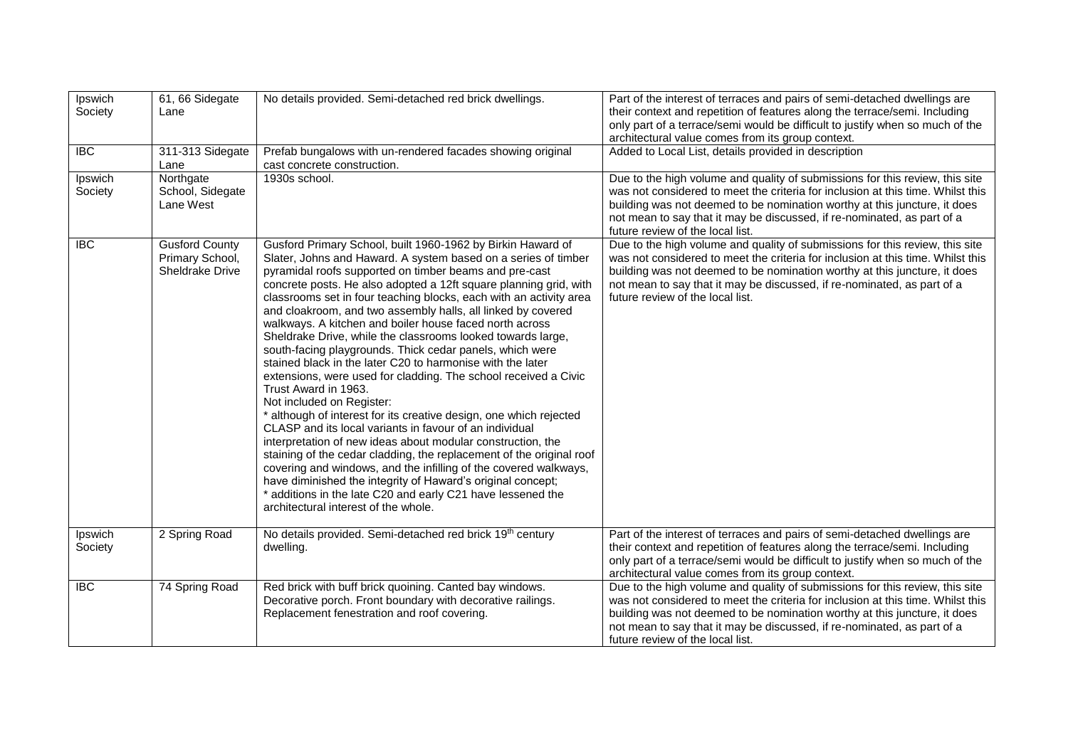| | | | |
|---|---|---|---|
| Ipswich Society | 61, 66 Sidegate Lane | No details provided. Semi-detached red brick dwellings. | Part of the interest of terraces and pairs of semi-detached dwellings are their context and repetition of features along the terrace/semi. Including only part of a terrace/semi would be difficult to justify when so much of the architectural value comes from its group context. |
| IBC | 311-313 Sidegate Lane | Prefab bungalows with un-rendered facades showing original cast concrete construction. | Added to Local List, details provided in description |
| Ipswich Society | Northgate School, Sidegate Lane West | 1930s school. | Due to the high volume and quality of submissions for this review, this site was not considered to meet the criteria for inclusion at this time. Whilst this building was not deemed to be nomination worthy at this juncture, it does not mean to say that it may be discussed, if re-nominated, as part of a future review of the local list. |
| IBC | Gusford County Primary School, Sheldrake Drive | Gusford Primary School, built 1960-1962 by Birkin Haward of Slater, Johns and Haward. A system based on a series of timber pyramidal roofs supported on timber beams and pre-cast concrete posts. He also adopted a 12ft square planning grid, with classrooms set in four teaching blocks, each with an activity area and cloakroom, and two assembly halls, all linked by covered walkways. A kitchen and boiler house faced north across Sheldrake Drive, while the classrooms looked towards large, south-facing playgrounds. Thick cedar panels, which were stained black in the later C20 to harmonise with the later extensions, were used for cladding. The school received a Civic Trust Award in 1963.<br>Not included on Register:<br>* although of interest for its creative design, one which rejected CLASP and its local variants in favour of an individual interpretation of new ideas about modular construction, the staining of the cedar cladding, the replacement of the original roof covering and windows, and the infilling of the covered walkways, have diminished the integrity of Haward's original concept;<br>* additions in the late C20 and early C21 have lessened the architectural interest of the whole. | Due to the high volume and quality of submissions for this review, this site was not considered to meet the criteria for inclusion at this time. Whilst this building was not deemed to be nomination worthy at this juncture, it does not mean to say that it may be discussed, if re-nominated, as part of a future review of the local list. |
| Ipswich Society | 2 Spring Road | No details provided. Semi-detached red brick 19th century dwelling. | Part of the interest of terraces and pairs of semi-detached dwellings are their context and repetition of features along the terrace/semi. Including only part of a terrace/semi would be difficult to justify when so much of the architectural value comes from its group context. |
| IBC | 74 Spring Road | Red brick with buff brick quoining. Canted bay windows. Decorative porch. Front boundary with decorative railings. Replacement fenestration and roof covering. | Due to the high volume and quality of submissions for this review, this site was not considered to meet the criteria for inclusion at this time. Whilst this building was not deemed to be nomination worthy at this juncture, it does not mean to say that it may be discussed, if re-nominated, as part of a future review of the local list. |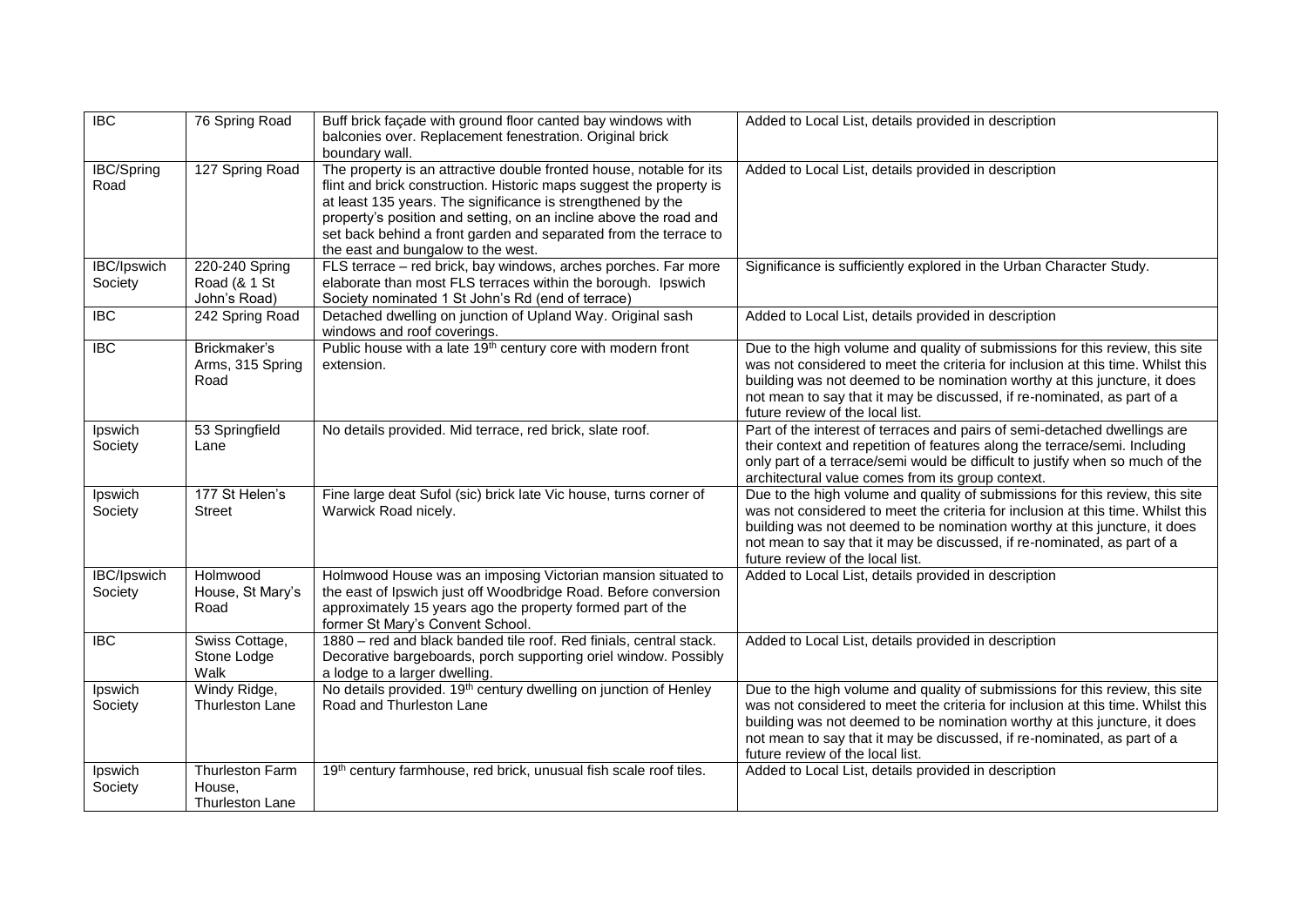| IBC | 76 Spring Road | Buff brick façade with ground floor canted bay windows with balconies over. Replacement fenestration. Original brick boundary wall. | Added to Local List, details provided in description |
|---|---|---|---|
| IBC/Spring Road | 127 Spring Road | The property is an attractive double fronted house, notable for its flint and brick construction. Historic maps suggest the property is at least 135 years. The significance is strengthened by the property's position and setting, on an incline above the road and set back behind a front garden and separated from the terrace to the east and bungalow to the west. | Added to Local List, details provided in description |
| IBC/Ipswich Society | 220-240 Spring Road (& 1 St John's Road) | FLS terrace – red brick, bay windows, arches porches. Far more elaborate than most FLS terraces within the borough. Ipswich Society nominated 1 St John's Rd (end of terrace) | Significance is sufficiently explored in the Urban Character Study. |
| IBC | 242 Spring Road | Detached dwelling on junction of Upland Way. Original sash windows and roof coverings. | Added to Local List, details provided in description |
| IBC | Brickmaker's Arms, 315 Spring Road | Public house with a late 19th century core with modern front extension. | Due to the high volume and quality of submissions for this review, this site was not considered to meet the criteria for inclusion at this time. Whilst this building was not deemed to be nomination worthy at this juncture, it does not mean to say that it may be discussed, if re-nominated, as part of a future review of the local list. |
| Ipswich Society | 53 Springfield Lane | No details provided. Mid terrace, red brick, slate roof. | Part of the interest of terraces and pairs of semi-detached dwellings are their context and repetition of features along the terrace/semi. Including only part of a terrace/semi would be difficult to justify when so much of the architectural value comes from its group context. |
| Ipswich Society | 177 St Helen's Street | Fine large deat Sufol (sic) brick late Vic house, turns corner of Warwick Road nicely. | Due to the high volume and quality of submissions for this review, this site was not considered to meet the criteria for inclusion at this time. Whilst this building was not deemed to be nomination worthy at this juncture, it does not mean to say that it may be discussed, if re-nominated, as part of a future review of the local list. |
| IBC/Ipswich Society | Holmwood House, St Mary's Road | Holmwood House was an imposing Victorian mansion situated to the east of Ipswich just off Woodbridge Road. Before conversion approximately 15 years ago the property formed part of the former St Mary's Convent School. | Added to Local List, details provided in description |
| IBC | Swiss Cottage, Stone Lodge Walk | 1880 – red and black banded tile roof. Red finials, central stack. Decorative bargeboards, porch supporting oriel window. Possibly a lodge to a larger dwelling. | Added to Local List, details provided in description |
| Ipswich Society | Windy Ridge, Thurleston Lane | No details provided. 19th century dwelling on junction of Henley Road and Thurleston Lane | Due to the high volume and quality of submissions for this review, this site was not considered to meet the criteria for inclusion at this time. Whilst this building was not deemed to be nomination worthy at this juncture, it does not mean to say that it may be discussed, if re-nominated, as part of a future review of the local list. |
| Ipswich Society | Thurleston Farm House, Thurleston Lane | 19th century farmhouse, red brick, unusual fish scale roof tiles. | Added to Local List, details provided in description |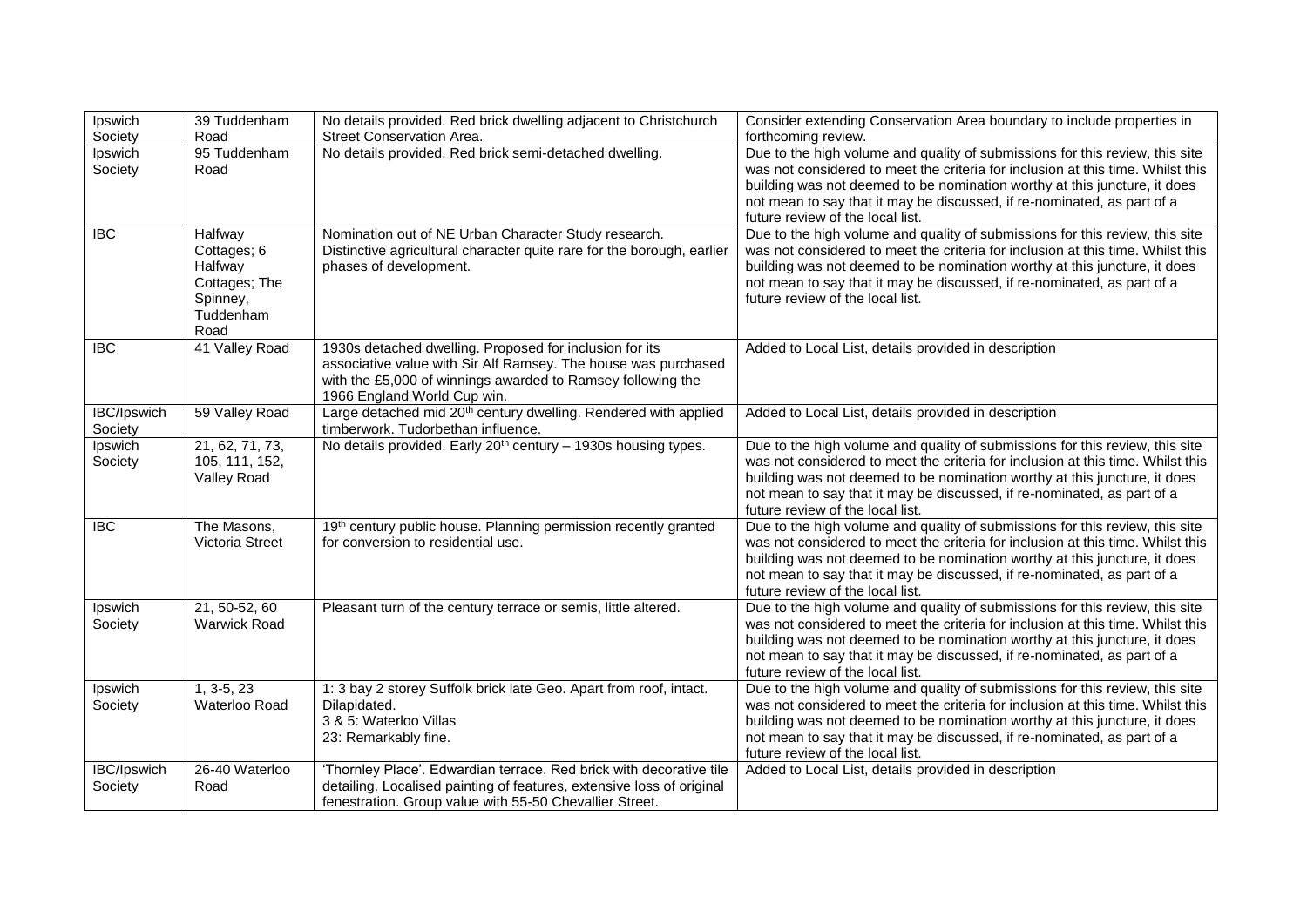| Ipswich Society | 39 Tuddenham Road | No details provided. Red brick dwelling adjacent to Christchurch Street Conservation Area. | Consider extending Conservation Area boundary to include properties in forthcoming review. |
|---|---|---|---|
| Ipswich Society | 95 Tuddenham Road | No details provided. Red brick semi-detached dwelling. | Due to the high volume and quality of submissions for this review, this site was not considered to meet the criteria for inclusion at this time. Whilst this building was not deemed to be nomination worthy at this juncture, it does not mean to say that it may be discussed, if re-nominated, as part of a future review of the local list. |
| IBC | Halfway Cottages; 6 Halfway Cottages; The Spinney, Tuddenham Road | Nomination out of NE Urban Character Study research. Distinctive agricultural character quite rare for the borough, earlier phases of development. | Due to the high volume and quality of submissions for this review, this site was not considered to meet the criteria for inclusion at this time. Whilst this building was not deemed to be nomination worthy at this juncture, it does not mean to say that it may be discussed, if re-nominated, as part of a future review of the local list. |
| IBC | 41 Valley Road | 1930s detached dwelling. Proposed for inclusion for its associative value with Sir Alf Ramsey. The house was purchased with the £5,000 of winnings awarded to Ramsey following the 1966 England World Cup win. | Added to Local List, details provided in description |
| IBC/Ipswich Society | 59 Valley Road | Large detached mid 20th century dwelling. Rendered with applied timberwork. Tudorbethan influence. | Added to Local List, details provided in description |
| Ipswich Society | 21, 62, 71, 73, 105, 111, 152, Valley Road | No details provided. Early 20th century – 1930s housing types. | Due to the high volume and quality of submissions for this review, this site was not considered to meet the criteria for inclusion at this time. Whilst this building was not deemed to be nomination worthy at this juncture, it does not mean to say that it may be discussed, if re-nominated, as part of a future review of the local list. |
| IBC | The Masons, Victoria Street | 19th century public house. Planning permission recently granted for conversion to residential use. | Due to the high volume and quality of submissions for this review, this site was not considered to meet the criteria for inclusion at this time. Whilst this building was not deemed to be nomination worthy at this juncture, it does not mean to say that it may be discussed, if re-nominated, as part of a future review of the local list. |
| Ipswich Society | 21, 50-52, 60 Warwick Road | Pleasant turn of the century terrace or semis, little altered. | Due to the high volume and quality of submissions for this review, this site was not considered to meet the criteria for inclusion at this time. Whilst this building was not deemed to be nomination worthy at this juncture, it does not mean to say that it may be discussed, if re-nominated, as part of a future review of the local list. |
| Ipswich Society | 1, 3-5, 23 Waterloo Road | 1: 3 bay 2 storey Suffolk brick late Geo. Apart from roof, intact. Dilapidated.<br>3 & 5: Waterloo Villas<br>23: Remarkably fine. | Due to the high volume and quality of submissions for this review, this site was not considered to meet the criteria for inclusion at this time. Whilst this building was not deemed to be nomination worthy at this juncture, it does not mean to say that it may be discussed, if re-nominated, as part of a future review of the local list. |
| IBC/Ipswich Society | 26-40 Waterloo Road | 'Thornley Place'. Edwardian terrace. Red brick with decorative tile detailing. Localised painting of features, extensive loss of original fenestration. Group value with 55-50 Chevallier Street. | Added to Local List, details provided in description |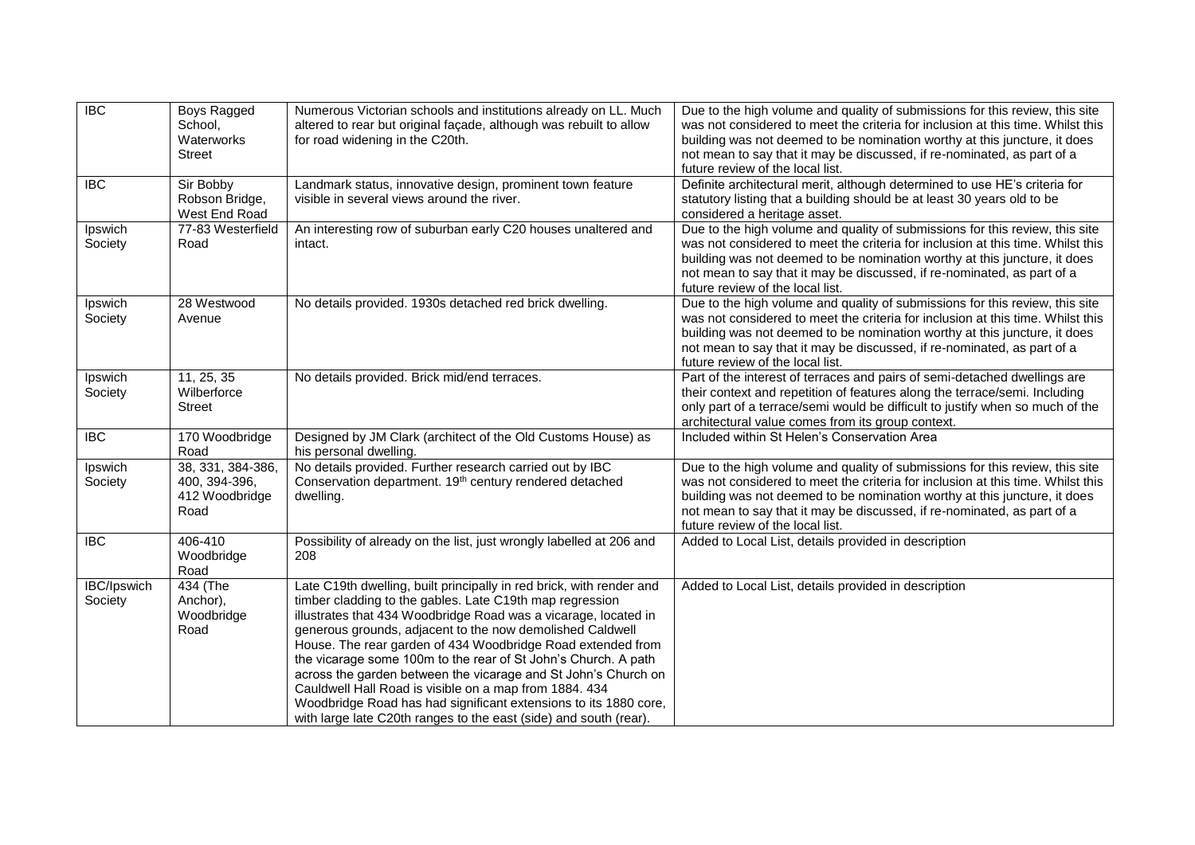| IBC | Boys Ragged School, Waterworks Street | Numerous Victorian schools and institutions already on LL. Much altered to rear but original façade, although was rebuilt to allow for road widening in the C20th. | Due to the high volume and quality of submissions for this review, this site was not considered to meet the criteria for inclusion at this time. Whilst this building was not deemed to be nomination worthy at this juncture, it does not mean to say that it may be discussed, if re-nominated, as part of a future review of the local list. |
|---|---|---|---|
| IBC | Sir Bobby Robson Bridge, West End Road | Landmark status, innovative design, prominent town feature visible in several views around the river. | Definite architectural merit, although determined to use HE's criteria for statutory listing that a building should be at least 30 years old to be considered a heritage asset. |
| Ipswich Society | 77-83 Westerfield Road | An interesting row of suburban early C20 houses unaltered and intact. | Due to the high volume and quality of submissions for this review, this site was not considered to meet the criteria for inclusion at this time. Whilst this building was not deemed to be nomination worthy at this juncture, it does not mean to say that it may be discussed, if re-nominated, as part of a future review of the local list. |
| Ipswich Society | 28 Westwood Avenue | No details provided. 1930s detached red brick dwelling. | Due to the high volume and quality of submissions for this review, this site was not considered to meet the criteria for inclusion at this time. Whilst this building was not deemed to be nomination worthy at this juncture, it does not mean to say that it may be discussed, if re-nominated, as part of a future review of the local list. |
| Ipswich Society | 11, 25, 35 Wilberforce Street | No details provided. Brick mid/end terraces. | Part of the interest of terraces and pairs of semi-detached dwellings are their context and repetition of features along the terrace/semi. Including only part of a terrace/semi would be difficult to justify when so much of the architectural value comes from its group context. |
| IBC | 170 Woodbridge Road | Designed by JM Clark (architect of the Old Customs House) as his personal dwelling. | Included within St Helen's Conservation Area |
| Ipswich Society | 38, 331, 384-386, 400, 394-396, 412 Woodbridge Road | No details provided. Further research carried out by IBC Conservation department. 19th century rendered detached dwelling. | Due to the high volume and quality of submissions for this review, this site was not considered to meet the criteria for inclusion at this time. Whilst this building was not deemed to be nomination worthy at this juncture, it does not mean to say that it may be discussed, if re-nominated, as part of a future review of the local list. |
| IBC | 406-410 Woodbridge Road | Possibility of already on the list, just wrongly labelled at 206 and 208 | Added to Local List, details provided in description |
| IBC/Ipswich Society | 434 (The Anchor), Woodbridge Road | Late C19th dwelling, built principally in red brick, with render and timber cladding to the gables. Late C19th map regression illustrates that 434 Woodbridge Road was a vicarage, located in generous grounds, adjacent to the now demolished Caldwell House. The rear garden of 434 Woodbridge Road extended from the vicarage some 100m to the rear of St John's Church. A path across the garden between the vicarage and St John's Church on Cauldwell Hall Road is visible on a map from 1884. 434 Woodbridge Road has had significant extensions to its 1880 core, with large late C20th ranges to the east (side) and south (rear). | Added to Local List, details provided in description |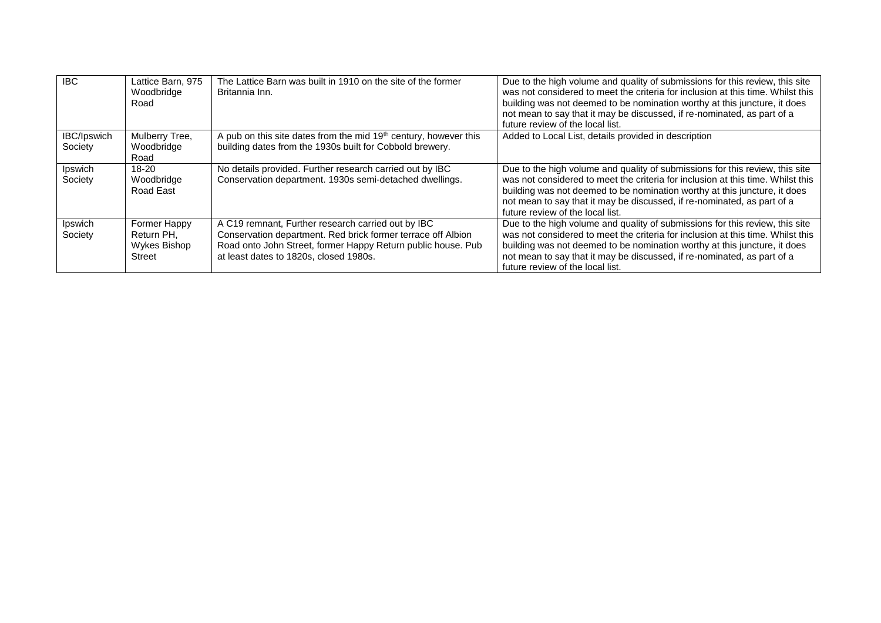| | | | |
|---|---|---|---|
| IBC | Lattice Barn, 975 Woodbridge Road | The Lattice Barn was built in 1910 on the site of the former Britannia Inn. | Due to the high volume and quality of submissions for this review, this site was not considered to meet the criteria for inclusion at this time. Whilst this building was not deemed to be nomination worthy at this juncture, it does not mean to say that it may be discussed, if re-nominated, as part of a future review of the local list. |
| IBC/Ipswich Society | Mulberry Tree, Woodbridge Road | A pub on this site dates from the mid 19th century, however this building dates from the 1930s built for Cobbold brewery. | Added to Local List, details provided in description |
| Ipswich Society | 18-20 Woodbridge Road East | No details provided. Further research carried out by IBC Conservation department. 1930s semi-detached dwellings. | Due to the high volume and quality of submissions for this review, this site was not considered to meet the criteria for inclusion at this time. Whilst this building was not deemed to be nomination worthy at this juncture, it does not mean to say that it may be discussed, if re-nominated, as part of a future review of the local list. |
| Ipswich Society | Former Happy Return PH, Wykes Bishop Street | A C19 remnant, Further research carried out by IBC Conservation department. Red brick former terrace off Albion Road onto John Street, former Happy Return public house. Pub at least dates to 1820s, closed 1980s. | Due to the high volume and quality of submissions for this review, this site was not considered to meet the criteria for inclusion at this time. Whilst this building was not deemed to be nomination worthy at this juncture, it does not mean to say that it may be discussed, if re-nominated, as part of a future review of the local list. |